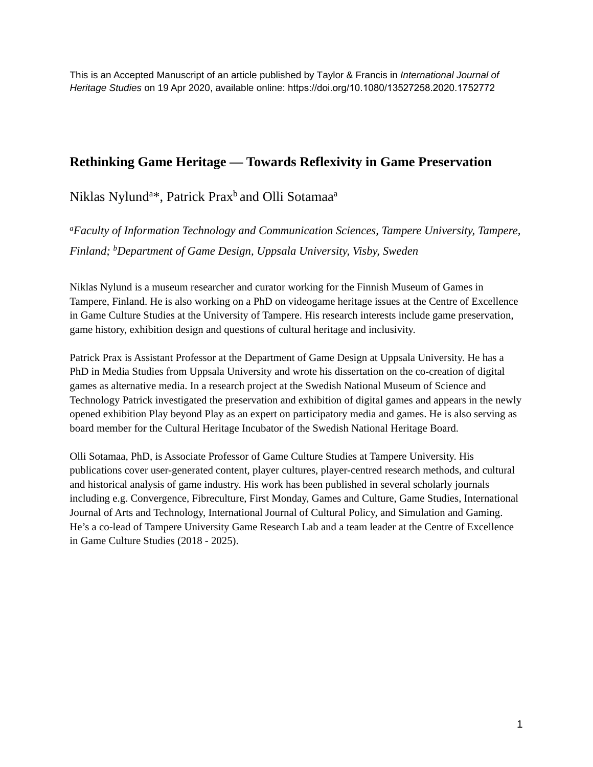This is an Accepted Manuscript of an article published by Taylor & Francis in *International Journal of Heritage Studies* on 19 Apr 2020, available online: https://doi.org/10.1080/13527258.2020.1752772

# Rethinking Game Heritage — Towards Reflexivity in Game Preservation

Niklas Nylund[a]*, Patrick Prax[b] and Olli Sotamaa[a]

[a]*Faculty of Information Technology and Communication Sciences, Tampere University, Tampere, Finland;* [b]*Department of Game Design, Uppsala University, Visby, Sweden*

Niklas Nylund is a museum researcher and curator working for the Finnish Museum of Games in Tampere, Finland. He is also working on a PhD on videogame heritage issues at the Centre of Excellence in Game Culture Studies at the University of Tampere. His research interests include game preservation, game history, exhibition design and questions of cultural heritage and inclusivity.

Patrick Prax is Assistant Professor at the Department of Game Design at Uppsala University. He has a PhD in Media Studies from Uppsala University and wrote his dissertation on the co-creation of digital games as alternative media. In a research project at the Swedish National Museum of Science and Technology Patrick investigated the preservation and exhibition of digital games and appears in the newly opened exhibition Play beyond Play as an expert on participatory media and games. He is also serving as board member for the Cultural Heritage Incubator of the Swedish National Heritage Board.

Olli Sotamaa, PhD, is Associate Professor of Game Culture Studies at Tampere University. His publications cover user-generated content, player cultures, player-centred research methods, and cultural and historical analysis of game industry. His work has been published in several scholarly journals including e.g. Convergence, Fibreculture, First Monday, Games and Culture, Game Studies, International Journal of Arts and Technology, International Journal of Cultural Policy, and Simulation and Gaming. He's a co-lead of Tampere University Game Research Lab and a team leader at the Centre of Excellence in Game Culture Studies (2018 - 2025).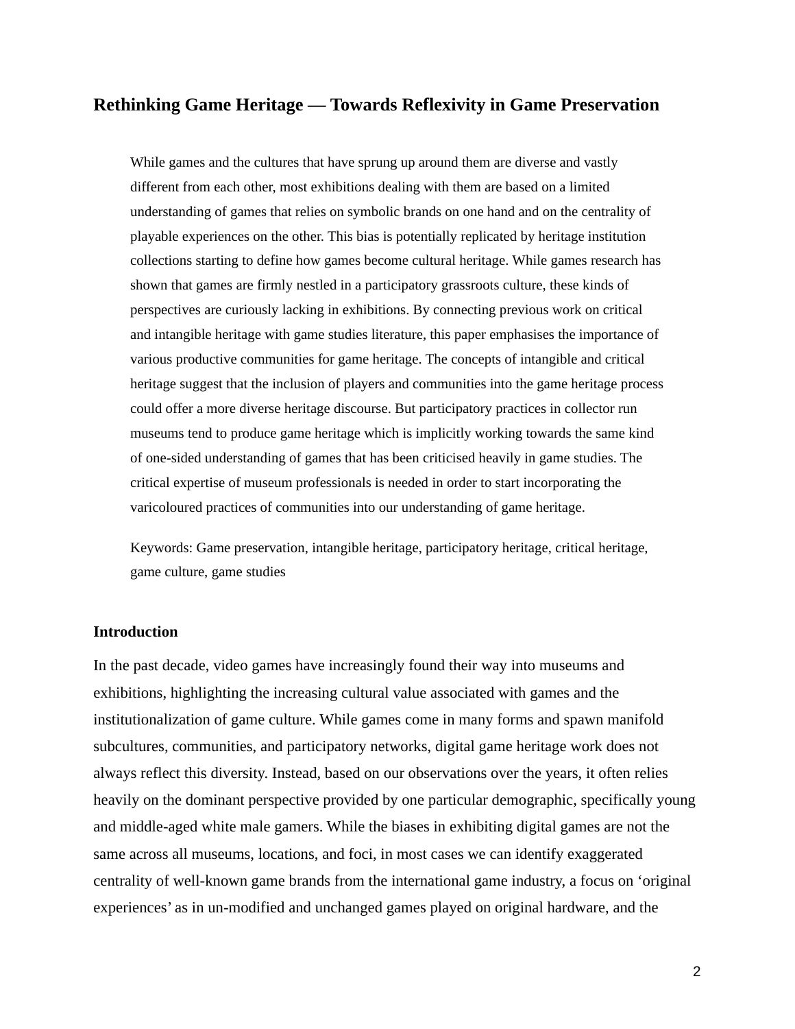# Rethinking Game Heritage — Towards Reflexivity in Game Preservation

While games and the cultures that have sprung up around them are diverse and vastly different from each other, most exhibitions dealing with them are based on a limited understanding of games that relies on symbolic brands on one hand and on the centrality of playable experiences on the other. This bias is potentially replicated by heritage institution collections starting to define how games become cultural heritage. While games research has shown that games are firmly nestled in a participatory grassroots culture, these kinds of perspectives are curiously lacking in exhibitions. By connecting previous work on critical and intangible heritage with game studies literature, this paper emphasises the importance of various productive communities for game heritage. The concepts of intangible and critical heritage suggest that the inclusion of players and communities into the game heritage process could offer a more diverse heritage discourse. But participatory practices in collector run museums tend to produce game heritage which is implicitly working towards the same kind of one-sided understanding of games that has been criticised heavily in game studies. The critical expertise of museum professionals is needed in order to start incorporating the varicoloured practices of communities into our understanding of game heritage.

Keywords: Game preservation, intangible heritage, participatory heritage, critical heritage, game culture, game studies

## Introduction

In the past decade, video games have increasingly found their way into museums and exhibitions, highlighting the increasing cultural value associated with games and the institutionalization of game culture. While games come in many forms and spawn manifold subcultures, communities, and participatory networks, digital game heritage work does not always reflect this diversity. Instead, based on our observations over the years, it often relies heavily on the dominant perspective provided by one particular demographic, specifically young and middle-aged white male gamers. While the biases in exhibiting digital games are not the same across all museums, locations, and foci, in most cases we can identify exaggerated centrality of well-known game brands from the international game industry, a focus on 'original experiences' as in un-modified and unchanged games played on original hardware, and the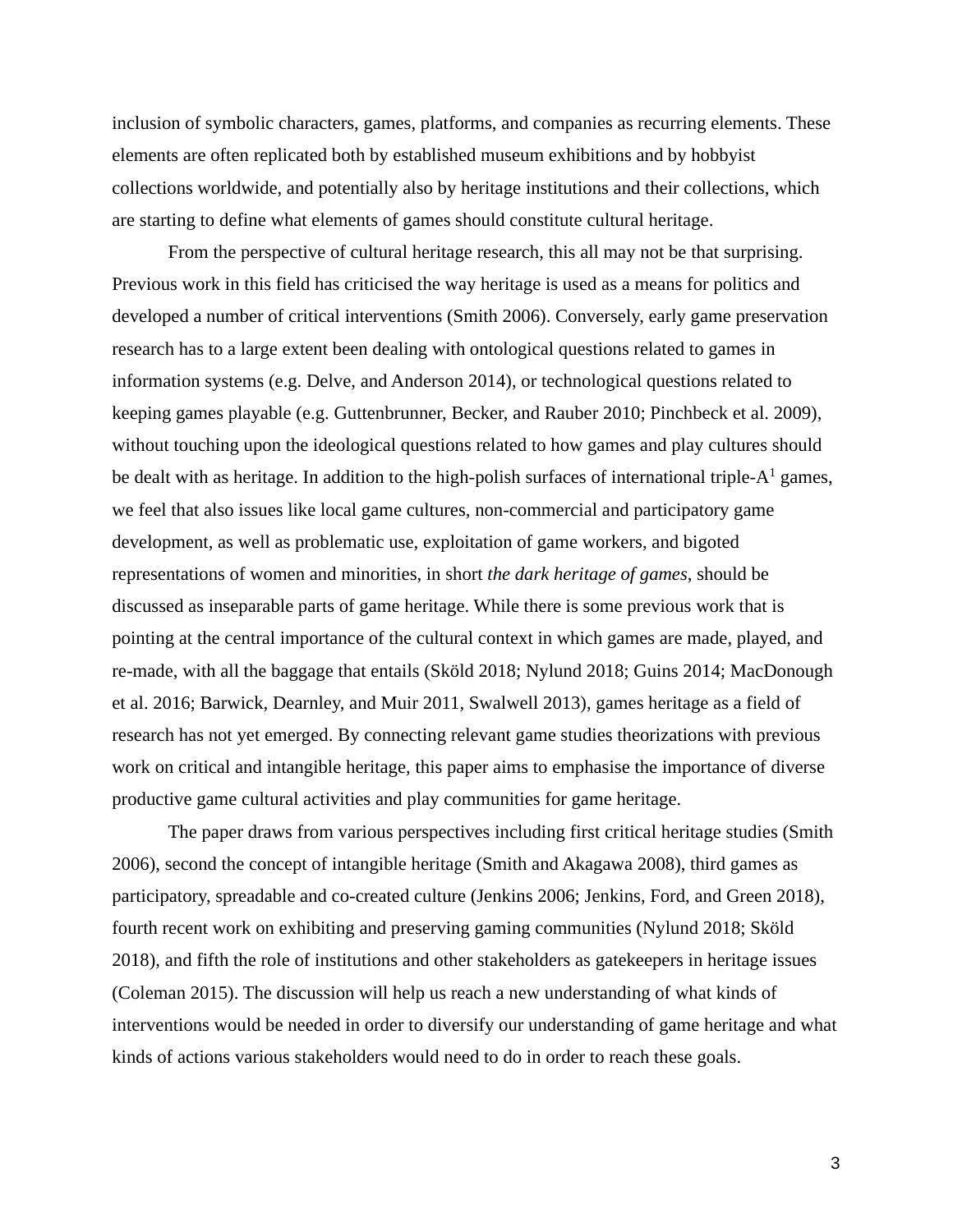inclusion of symbolic characters, games, platforms, and companies as recurring elements. These elements are often replicated both by established museum exhibitions and by hobbyist collections worldwide, and potentially also by heritage institutions and their collections, which are starting to define what elements of games should constitute cultural heritage.

From the perspective of cultural heritage research, this all may not be that surprising. Previous work in this field has criticised the way heritage is used as a means for politics and developed a number of critical interventions (Smith 2006). Conversely, early game preservation research has to a large extent been dealing with ontological questions related to games in information systems (e.g. Delve, and Anderson 2014), or technological questions related to keeping games playable (e.g. Guttenbrunner, Becker, and Rauber 2010; Pinchbeck et al. 2009), without touching upon the ideological questions related to how games and play cultures should be dealt with as heritage. In addition to the high-polish surfaces of international triple-A[1] games, we feel that also issues like local game cultures, non-commercial and participatory game development, as well as problematic use, exploitation of game workers, and bigoted representations of women and minorities, in short *the dark heritage of games*, should be discussed as inseparable parts of game heritage. While there is some previous work that is pointing at the central importance of the cultural context in which games are made, played, and re-made, with all the baggage that entails (Sköld 2018; Nylund 2018; Guins 2014; MacDonough et al. 2016; Barwick, Dearnley, and Muir 2011, Swalwell 2013), games heritage as a field of research has not yet emerged. By connecting relevant game studies theorizations with previous work on critical and intangible heritage, this paper aims to emphasise the importance of diverse productive game cultural activities and play communities for game heritage.

The paper draws from various perspectives including first critical heritage studies (Smith 2006), second the concept of intangible heritage (Smith and Akagawa 2008), third games as participatory, spreadable and co-created culture (Jenkins 2006; Jenkins, Ford, and Green 2018), fourth recent work on exhibiting and preserving gaming communities (Nylund 2018; Sköld 2018), and fifth the role of institutions and other stakeholders as gatekeepers in heritage issues (Coleman 2015). The discussion will help us reach a new understanding of what kinds of interventions would be needed in order to diversify our understanding of game heritage and what kinds of actions various stakeholders would need to do in order to reach these goals.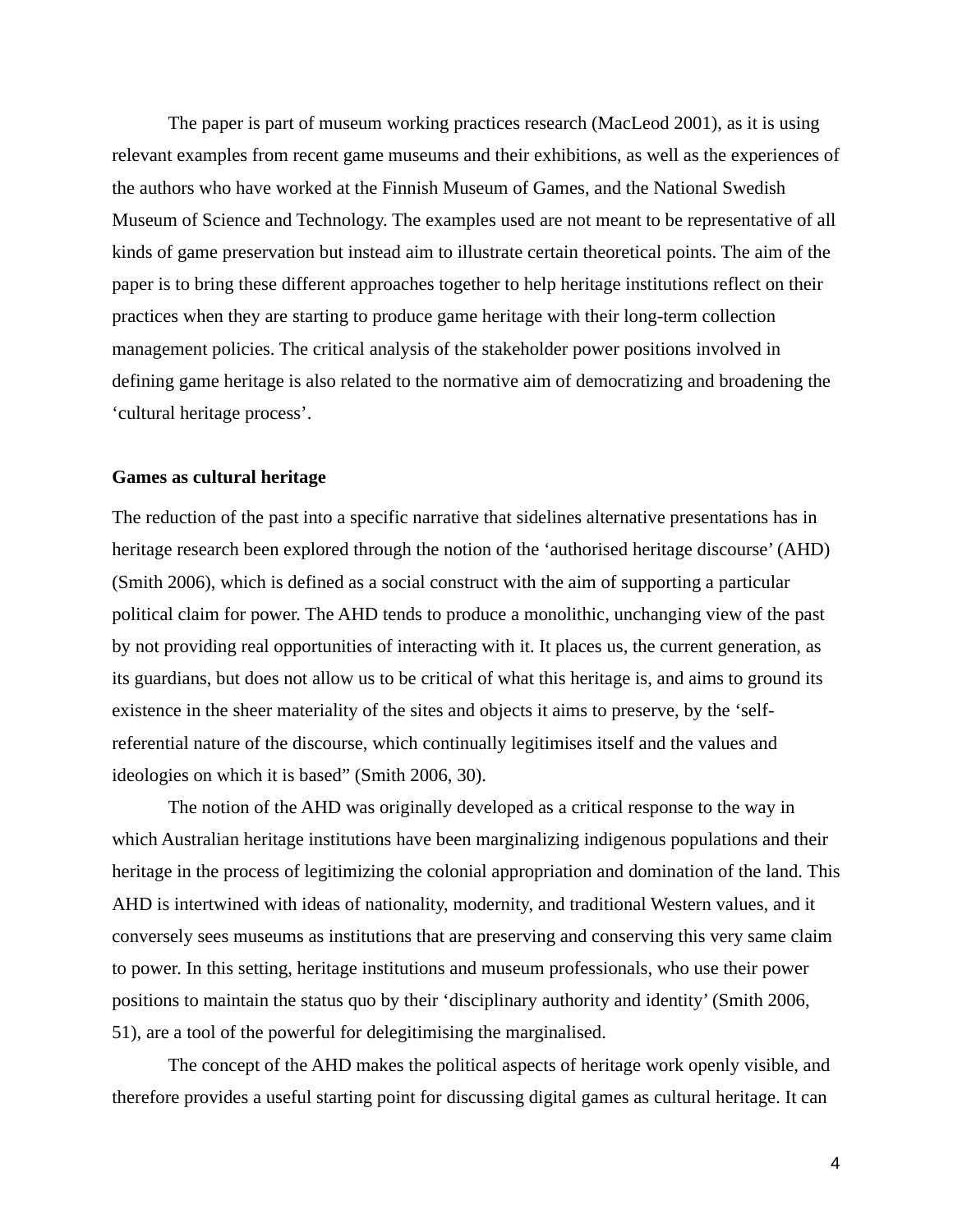The paper is part of museum working practices research (MacLeod 2001), as it is using relevant examples from recent game museums and their exhibitions, as well as the experiences of the authors who have worked at the Finnish Museum of Games, and the National Swedish Museum of Science and Technology. The examples used are not meant to be representative of all kinds of game preservation but instead aim to illustrate certain theoretical points. The aim of the paper is to bring these different approaches together to help heritage institutions reflect on their practices when they are starting to produce game heritage with their long-term collection management policies. The critical analysis of the stakeholder power positions involved in defining game heritage is also related to the normative aim of democratizing and broadening the 'cultural heritage process'.

## Games as cultural heritage

The reduction of the past into a specific narrative that sidelines alternative presentations has in heritage research been explored through the notion of the 'authorised heritage discourse' (AHD) (Smith 2006), which is defined as a social construct with the aim of supporting a particular political claim for power. The AHD tends to produce a monolithic, unchanging view of the past by not providing real opportunities of interacting with it. It places us, the current generation, as its guardians, but does not allow us to be critical of what this heritage is, and aims to ground its existence in the sheer materiality of the sites and objects it aims to preserve, by the 'self-referential nature of the discourse, which continually legitimises itself and the values and ideologies on which it is based" (Smith 2006, 30).

The notion of the AHD was originally developed as a critical response to the way in which Australian heritage institutions have been marginalizing indigenous populations and their heritage in the process of legitimizing the colonial appropriation and domination of the land. This AHD is intertwined with ideas of nationality, modernity, and traditional Western values, and it conversely sees museums as institutions that are preserving and conserving this very same claim to power. In this setting, heritage institutions and museum professionals, who use their power positions to maintain the status quo by their 'disciplinary authority and identity' (Smith 2006, 51), are a tool of the powerful for delegitimising the marginalised.

The concept of the AHD makes the political aspects of heritage work openly visible, and therefore provides a useful starting point for discussing digital games as cultural heritage. It can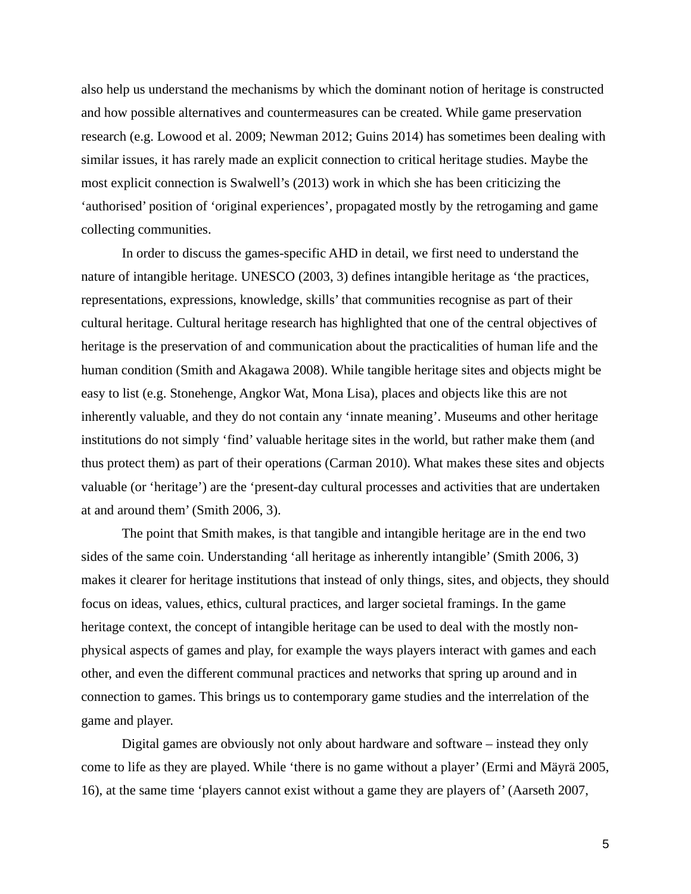also help us understand the mechanisms by which the dominant notion of heritage is constructed and how possible alternatives and countermeasures can be created. While game preservation research (e.g. Lowood et al. 2009; Newman 2012; Guins 2014) has sometimes been dealing with similar issues, it has rarely made an explicit connection to critical heritage studies. Maybe the most explicit connection is Swalwell's (2013) work in which she has been criticizing the 'authorised' position of 'original experiences', propagated mostly by the retrogaming and game collecting communities.

In order to discuss the games-specific AHD in detail, we first need to understand the nature of intangible heritage. UNESCO (2003, 3) defines intangible heritage as 'the practices, representations, expressions, knowledge, skills' that communities recognise as part of their cultural heritage. Cultural heritage research has highlighted that one of the central objectives of heritage is the preservation of and communication about the practicalities of human life and the human condition (Smith and Akagawa 2008). While tangible heritage sites and objects might be easy to list (e.g. Stonehenge, Angkor Wat, Mona Lisa), places and objects like this are not inherently valuable, and they do not contain any 'innate meaning'. Museums and other heritage institutions do not simply 'find' valuable heritage sites in the world, but rather make them (and thus protect them) as part of their operations (Carman 2010). What makes these sites and objects valuable (or 'heritage') are the 'present-day cultural processes and activities that are undertaken at and around them' (Smith 2006, 3).

The point that Smith makes, is that tangible and intangible heritage are in the end two sides of the same coin. Understanding 'all heritage as inherently intangible' (Smith 2006, 3) makes it clearer for heritage institutions that instead of only things, sites, and objects, they should focus on ideas, values, ethics, cultural practices, and larger societal framings. In the game heritage context, the concept of intangible heritage can be used to deal with the mostly non-physical aspects of games and play, for example the ways players interact with games and each other, and even the different communal practices and networks that spring up around and in connection to games. This brings us to contemporary game studies and the interrelation of the game and player.

Digital games are obviously not only about hardware and software – instead they only come to life as they are played. While 'there is no game without a player' (Ermi and Mäyrä 2005, 16), at the same time 'players cannot exist without a game they are players of' (Aarseth 2007,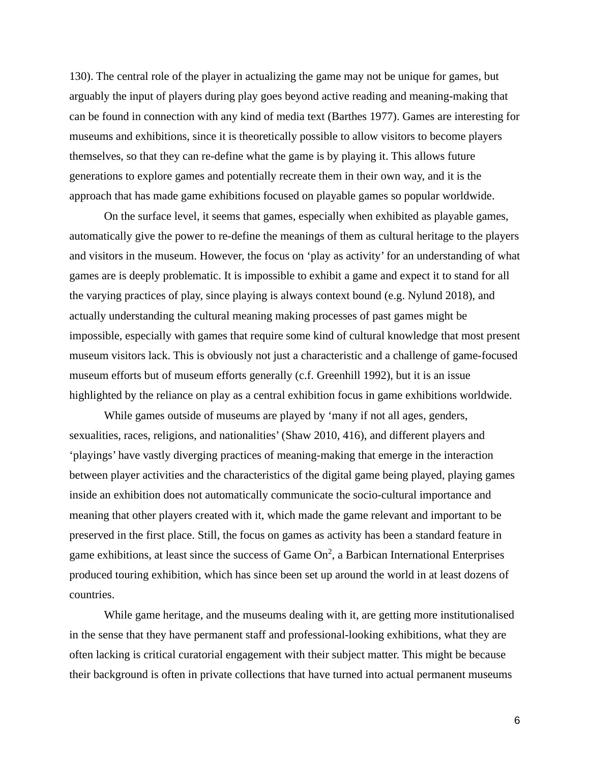130). The central role of the player in actualizing the game may not be unique for games, but arguably the input of players during play goes beyond active reading and meaning-making that can be found in connection with any kind of media text (Barthes 1977). Games are interesting for museums and exhibitions, since it is theoretically possible to allow visitors to become players themselves, so that they can re-define what the game is by playing it. This allows future generations to explore games and potentially recreate them in their own way, and it is the approach that has made game exhibitions focused on playable games so popular worldwide.

On the surface level, it seems that games, especially when exhibited as playable games, automatically give the power to re-define the meanings of them as cultural heritage to the players and visitors in the museum. However, the focus on 'play as activity' for an understanding of what games are is deeply problematic. It is impossible to exhibit a game and expect it to stand for all the varying practices of play, since playing is always context bound (e.g. Nylund 2018), and actually understanding the cultural meaning making processes of past games might be impossible, especially with games that require some kind of cultural knowledge that most present museum visitors lack. This is obviously not just a characteristic and a challenge of game-focused museum efforts but of museum efforts generally (c.f. Greenhill 1992), but it is an issue highlighted by the reliance on play as a central exhibition focus in game exhibitions worldwide.

While games outside of museums are played by 'many if not all ages, genders, sexualities, races, religions, and nationalities' (Shaw 2010, 416), and different players and 'playings' have vastly diverging practices of meaning-making that emerge in the interaction between player activities and the characteristics of the digital game being played, playing games inside an exhibition does not automatically communicate the socio-cultural importance and meaning that other players created with it, which made the game relevant and important to be preserved in the first place. Still, the focus on games as activity has been a standard feature in game exhibitions, at least since the success of Game On[2], a Barbican International Enterprises produced touring exhibition, which has since been set up around the world in at least dozens of countries.

While game heritage, and the museums dealing with it, are getting more institutionalised in the sense that they have permanent staff and professional-looking exhibitions, what they are often lacking is critical curatorial engagement with their subject matter. This might be because their background is often in private collections that have turned into actual permanent museums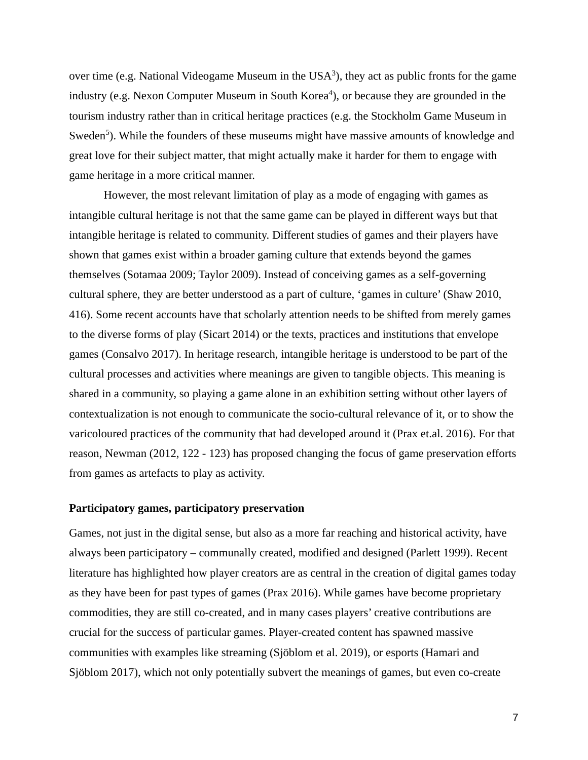over time (e.g. National Videogame Museum in the USA[3]), they act as public fronts for the game industry (e.g. Nexon Computer Museum in South Korea[4]), or because they are grounded in the tourism industry rather than in critical heritage practices (e.g. the Stockholm Game Museum in Sweden[5]). While the founders of these museums might have massive amounts of knowledge and great love for their subject matter, that might actually make it harder for them to engage with game heritage in a more critical manner.

However, the most relevant limitation of play as a mode of engaging with games as intangible cultural heritage is not that the same game can be played in different ways but that intangible heritage is related to community. Different studies of games and their players have shown that games exist within a broader gaming culture that extends beyond the games themselves (Sotamaa 2009; Taylor 2009). Instead of conceiving games as a self-governing cultural sphere, they are better understood as a part of culture, 'games in culture' (Shaw 2010, 416). Some recent accounts have that scholarly attention needs to be shifted from merely games to the diverse forms of play (Sicart 2014) or the texts, practices and institutions that envelope games (Consalvo 2017). In heritage research, intangible heritage is understood to be part of the cultural processes and activities where meanings are given to tangible objects. This meaning is shared in a community, so playing a game alone in an exhibition setting without other layers of contextualization is not enough to communicate the socio-cultural relevance of it, or to show the varicoloured practices of the community that had developed around it (Prax et.al. 2016). For that reason, Newman (2012, 122 - 123) has proposed changing the focus of game preservation efforts from games as artefacts to play as activity.

**Participatory games, participatory preservation**

Games, not just in the digital sense, but also as a more far reaching and historical activity, have always been participatory – communally created, modified and designed (Parlett 1999). Recent literature has highlighted how player creators are as central in the creation of digital games today as they have been for past types of games (Prax 2016). While games have become proprietary commodities, they are still co-created, and in many cases players' creative contributions are crucial for the success of particular games. Player-created content has spawned massive communities with examples like streaming (Sjöblom et al. 2019), or esports (Hamari and Sjöblom 2017), which not only potentially subvert the meanings of games, but even co-create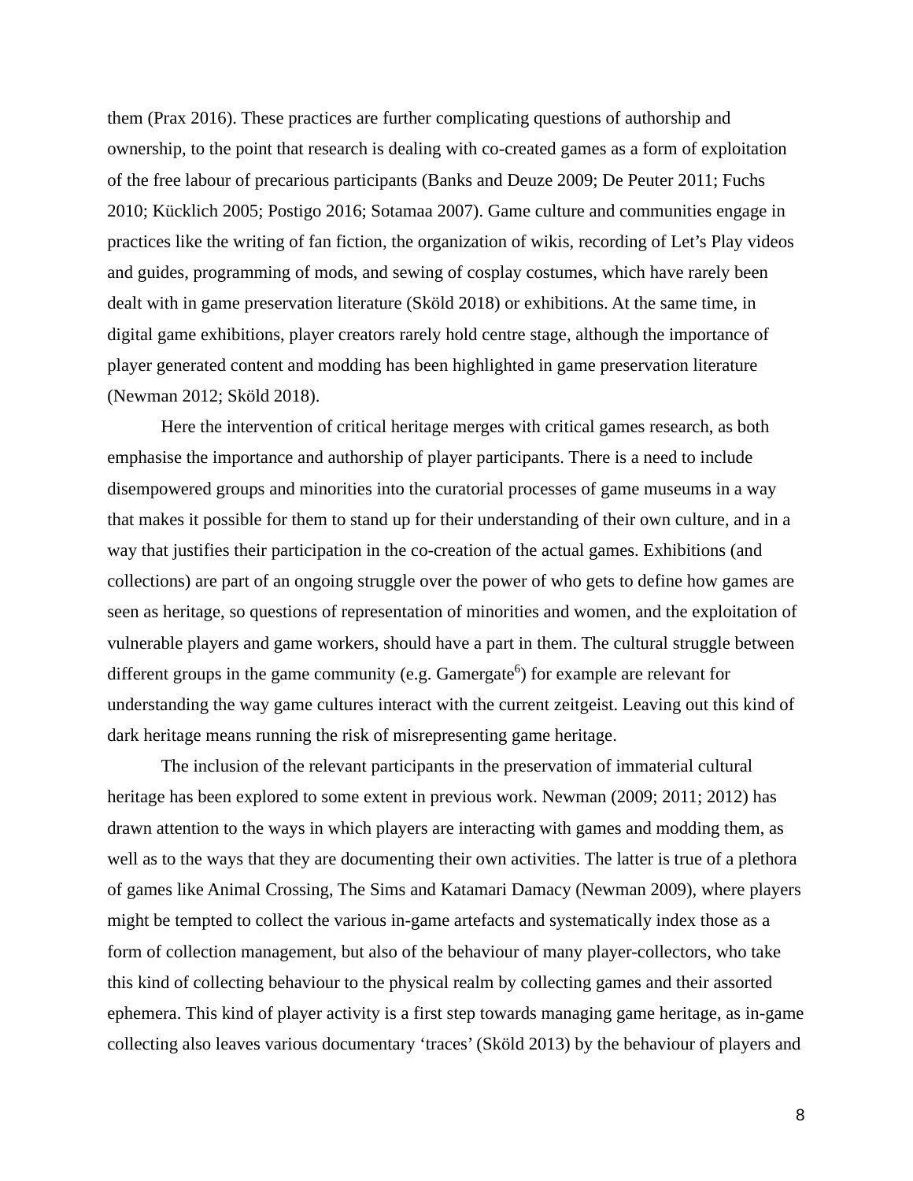them (Prax 2016). These practices are further complicating questions of authorship and ownership, to the point that research is dealing with co-created games as a form of exploitation of the free labour of precarious participants (Banks and Deuze 2009; De Peuter 2011; Fuchs 2010; Kücklich 2005; Postigo 2016; Sotamaa 2007). Game culture and communities engage in practices like the writing of fan fiction, the organization of wikis, recording of Let's Play videos and guides, programming of mods, and sewing of cosplay costumes, which have rarely been dealt with in game preservation literature (Sköld 2018) or exhibitions. At the same time, in digital game exhibitions, player creators rarely hold centre stage, although the importance of player generated content and modding has been highlighted in game preservation literature (Newman 2012; Sköld 2018).

Here the intervention of critical heritage merges with critical games research, as both emphasise the importance and authorship of player participants. There is a need to include disempowered groups and minorities into the curatorial processes of game museums in a way that makes it possible for them to stand up for their understanding of their own culture, and in a way that justifies their participation in the co-creation of the actual games. Exhibitions (and collections) are part of an ongoing struggle over the power of who gets to define how games are seen as heritage, so questions of representation of minorities and women, and the exploitation of vulnerable players and game workers, should have a part in them. The cultural struggle between different groups in the game community (e.g. Gamergate[6]) for example are relevant for understanding the way game cultures interact with the current zeitgeist. Leaving out this kind of dark heritage means running the risk of misrepresenting game heritage.

The inclusion of the relevant participants in the preservation of immaterial cultural heritage has been explored to some extent in previous work. Newman (2009; 2011; 2012) has drawn attention to the ways in which players are interacting with games and modding them, as well as to the ways that they are documenting their own activities. The latter is true of a plethora of games like Animal Crossing, The Sims and Katamari Damacy (Newman 2009), where players might be tempted to collect the various in-game artefacts and systematically index those as a form of collection management, but also of the behaviour of many player-collectors, who take this kind of collecting behaviour to the physical realm by collecting games and their assorted ephemera. This kind of player activity is a first step towards managing game heritage, as in-game collecting also leaves various documentary 'traces' (Sköld 2013) by the behaviour of players and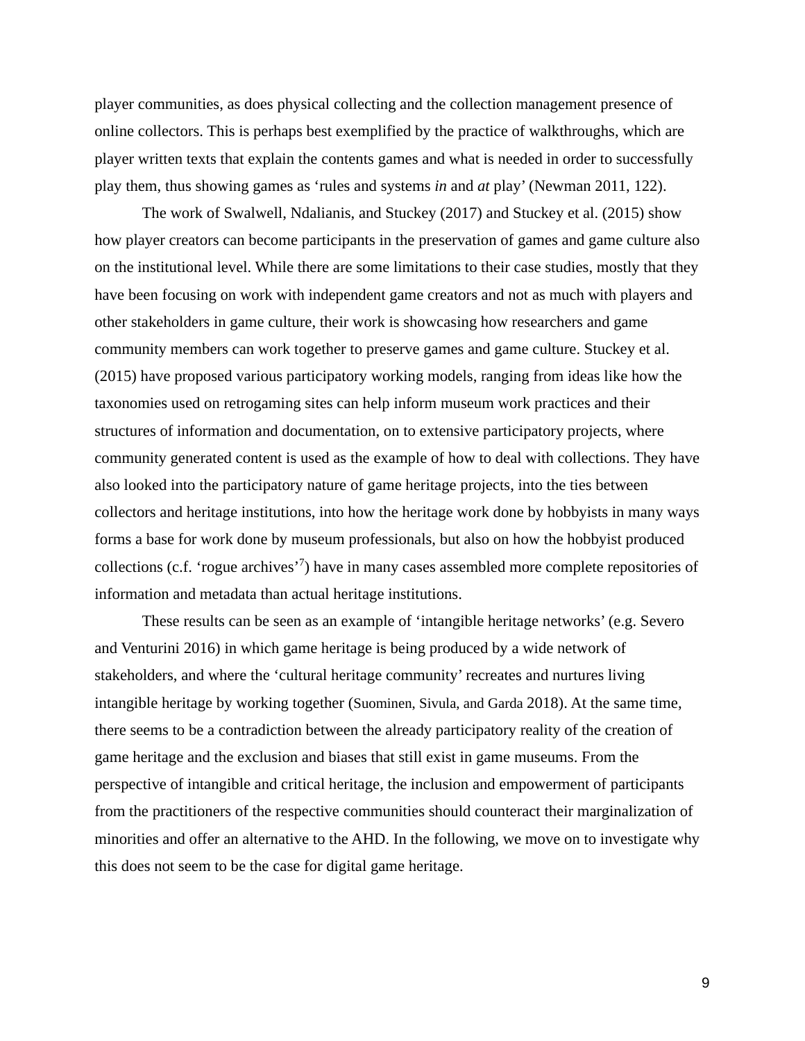player communities, as does physical collecting and the collection management presence of online collectors. This is perhaps best exemplified by the practice of walkthroughs, which are player written texts that explain the contents games and what is needed in order to successfully play them, thus showing games as ‘rules and systems *in* and *at* play’ (Newman 2011, 122).

The work of Swalwell, Ndalianis, and Stuckey (2017) and Stuckey et al. (2015) show how player creators can become participants in the preservation of games and game culture also on the institutional level. While there are some limitations to their case studies, mostly that they have been focusing on work with independent game creators and not as much with players and other stakeholders in game culture, their work is showcasing how researchers and game community members can work together to preserve games and game culture. Stuckey et al. (2015) have proposed various participatory working models, ranging from ideas like how the taxonomies used on retrogaming sites can help inform museum work practices and their structures of information and documentation, on to extensive participatory projects, where community generated content is used as the example of how to deal with collections. They have also looked into the participatory nature of game heritage projects, into the ties between collectors and heritage institutions, into how the heritage work done by hobbyists in many ways forms a base for work done by museum professionals, but also on how the hobbyist produced collections (c.f. ‘rogue archives’[7]) have in many cases assembled more complete repositories of information and metadata than actual heritage institutions.

These results can be seen as an example of ‘intangible heritage networks’ (e.g. Severo and Venturini 2016) in which game heritage is being produced by a wide network of stakeholders, and where the ‘cultural heritage community’ recreates and nurtures living intangible heritage by working together (Suominen, Sivula, and Garda 2018). At the same time, there seems to be a contradiction between the already participatory reality of the creation of game heritage and the exclusion and biases that still exist in game museums. From the perspective of intangible and critical heritage, the inclusion and empowerment of participants from the practitioners of the respective communities should counteract their marginalization of minorities and offer an alternative to the AHD. In the following, we move on to investigate why this does not seem to be the case for digital game heritage.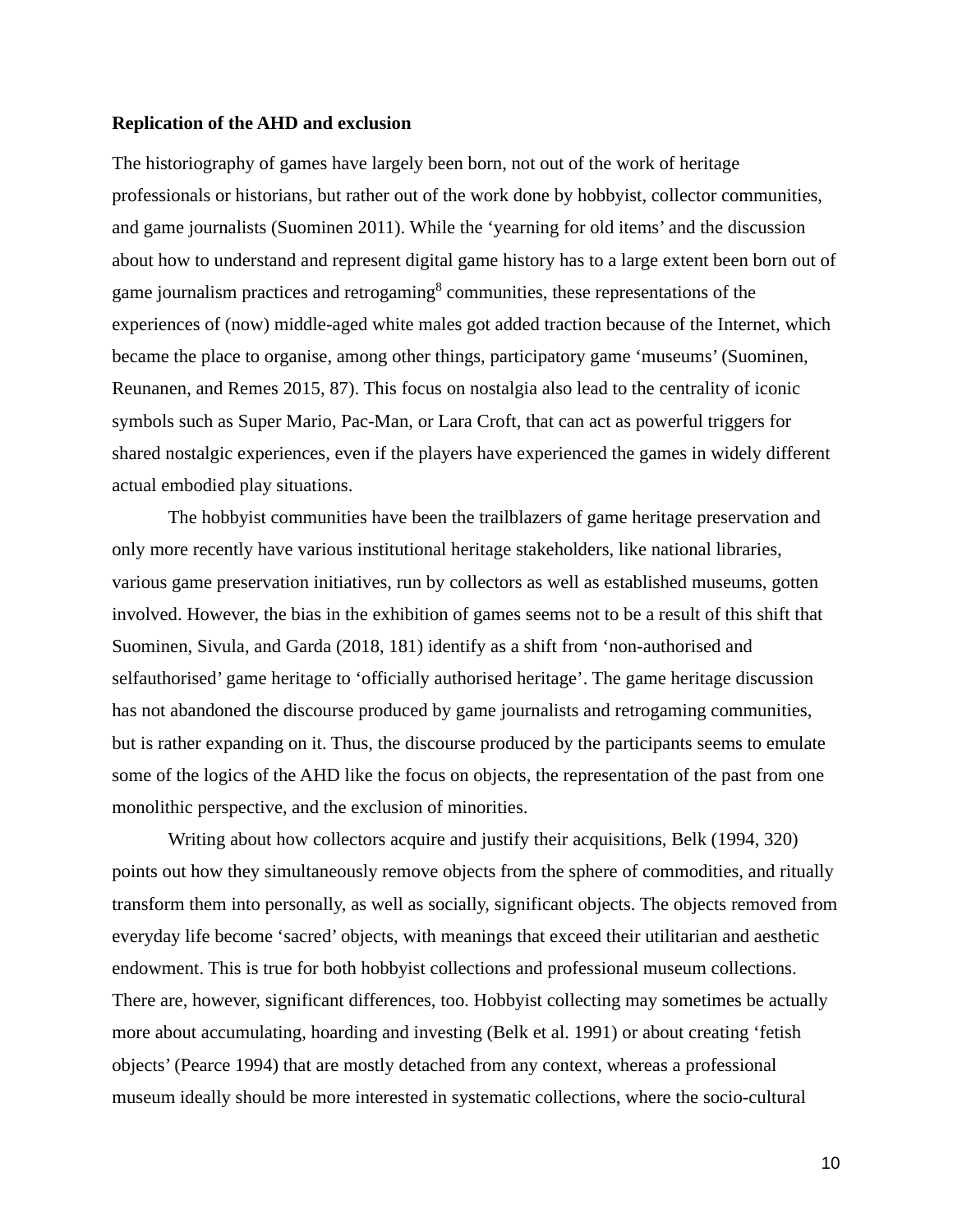### Replication of the AHD and exclusion

The historiography of games have largely been born, not out of the work of heritage professionals or historians, but rather out of the work done by hobbyist, collector communities, and game journalists (Suominen 2011). While the 'yearning for old items' and the discussion about how to understand and represent digital game history has to a large extent been born out of game journalism practices and retrogaming[8] communities, these representations of the experiences of (now) middle-aged white males got added traction because of the Internet, which became the place to organise, among other things, participatory game 'museums' (Suominen, Reunanen, and Remes 2015, 87). This focus on nostalgia also lead to the centrality of iconic symbols such as Super Mario, Pac-Man, or Lara Croft, that can act as powerful triggers for shared nostalgic experiences, even if the players have experienced the games in widely different actual embodied play situations.

The hobbyist communities have been the trailblazers of game heritage preservation and only more recently have various institutional heritage stakeholders, like national libraries, various game preservation initiatives, run by collectors as well as established museums, gotten involved. However, the bias in the exhibition of games seems not to be a result of this shift that Suominen, Sivula, and Garda (2018, 181) identify as a shift from 'non-authorised and selfauthorised' game heritage to 'officially authorised heritage'. The game heritage discussion has not abandoned the discourse produced by game journalists and retrogaming communities, but is rather expanding on it. Thus, the discourse produced by the participants seems to emulate some of the logics of the AHD like the focus on objects, the representation of the past from one monolithic perspective, and the exclusion of minorities.

Writing about how collectors acquire and justify their acquisitions, Belk (1994, 320) points out how they simultaneously remove objects from the sphere of commodities, and ritually transform them into personally, as well as socially, significant objects. The objects removed from everyday life become 'sacred' objects, with meanings that exceed their utilitarian and aesthetic endowment. This is true for both hobbyist collections and professional museum collections. There are, however, significant differences, too. Hobbyist collecting may sometimes be actually more about accumulating, hoarding and investing (Belk et al. 1991) or about creating 'fetish objects' (Pearce 1994) that are mostly detached from any context, whereas a professional museum ideally should be more interested in systematic collections, where the socio-cultural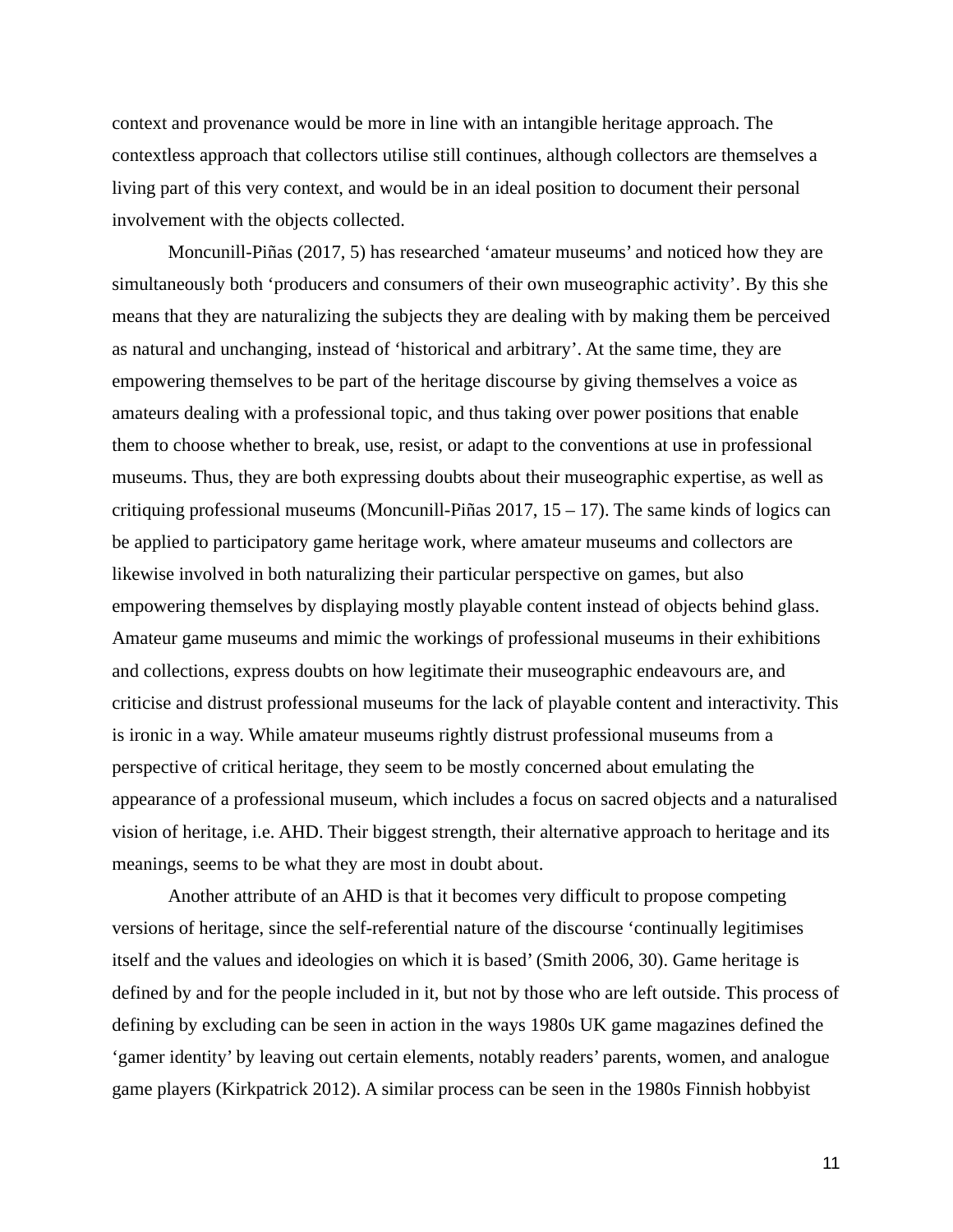context and provenance would be more in line with an intangible heritage approach. The contextless approach that collectors utilise still continues, although collectors are themselves a living part of this very context, and would be in an ideal position to document their personal involvement with the objects collected.

Moncunill-Piñas (2017, 5) has researched ‘amateur museums’ and noticed how they are simultaneously both ‘producers and consumers of their own museographic activity’. By this she means that they are naturalizing the subjects they are dealing with by making them be perceived as natural and unchanging, instead of ‘historical and arbitrary’. At the same time, they are empowering themselves to be part of the heritage discourse by giving themselves a voice as amateurs dealing with a professional topic, and thus taking over power positions that enable them to choose whether to break, use, resist, or adapt to the conventions at use in professional museums. Thus, they are both expressing doubts about their museographic expertise, as well as critiquing professional museums (Moncunill-Piñas 2017, 15 – 17). The same kinds of logics can be applied to participatory game heritage work, where amateur museums and collectors are likewise involved in both naturalizing their particular perspective on games, but also empowering themselves by displaying mostly playable content instead of objects behind glass. Amateur game museums and mimic the workings of professional museums in their exhibitions and collections, express doubts on how legitimate their museographic endeavours are, and criticise and distrust professional museums for the lack of playable content and interactivity. This is ironic in a way. While amateur museums rightly distrust professional museums from a perspective of critical heritage, they seem to be mostly concerned about emulating the appearance of a professional museum, which includes a focus on sacred objects and a naturalised vision of heritage, i.e. AHD. Their biggest strength, their alternative approach to heritage and its meanings, seems to be what they are most in doubt about.

Another attribute of an AHD is that it becomes very difficult to propose competing versions of heritage, since the self-referential nature of the discourse ‘continually legitimises itself and the values and ideologies on which it is based’ (Smith 2006, 30). Game heritage is defined by and for the people included in it, but not by those who are left outside. This process of defining by excluding can be seen in action in the ways 1980s UK game magazines defined the ‘gamer identity’ by leaving out certain elements, notably readers’ parents, women, and analogue game players (Kirkpatrick 2012). A similar process can be seen in the 1980s Finnish hobbyist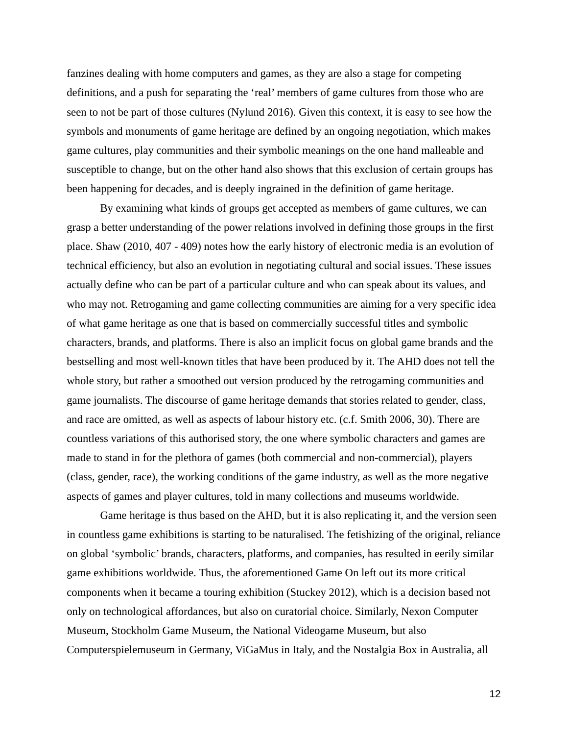fanzines dealing with home computers and games, as they are also a stage for competing definitions, and a push for separating the 'real' members of game cultures from those who are seen to not be part of those cultures (Nylund 2016). Given this context, it is easy to see how the symbols and monuments of game heritage are defined by an ongoing negotiation, which makes game cultures, play communities and their symbolic meanings on the one hand malleable and susceptible to change, but on the other hand also shows that this exclusion of certain groups has been happening for decades, and is deeply ingrained in the definition of game heritage.

By examining what kinds of groups get accepted as members of game cultures, we can grasp a better understanding of the power relations involved in defining those groups in the first place. Shaw (2010, 407 - 409) notes how the early history of electronic media is an evolution of technical efficiency, but also an evolution in negotiating cultural and social issues. These issues actually define who can be part of a particular culture and who can speak about its values, and who may not. Retrogaming and game collecting communities are aiming for a very specific idea of what game heritage as one that is based on commercially successful titles and symbolic characters, brands, and platforms. There is also an implicit focus on global game brands and the bestselling and most well-known titles that have been produced by it. The AHD does not tell the whole story, but rather a smoothed out version produced by the retrogaming communities and game journalists. The discourse of game heritage demands that stories related to gender, class, and race are omitted, as well as aspects of labour history etc. (c.f. Smith 2006, 30). There are countless variations of this authorised story, the one where symbolic characters and games are made to stand in for the plethora of games (both commercial and non-commercial), players (class, gender, race), the working conditions of the game industry, as well as the more negative aspects of games and player cultures, told in many collections and museums worldwide.

Game heritage is thus based on the AHD, but it is also replicating it, and the version seen in countless game exhibitions is starting to be naturalised. The fetishizing of the original, reliance on global 'symbolic' brands, characters, platforms, and companies, has resulted in eerily similar game exhibitions worldwide. Thus, the aforementioned Game On left out its more critical components when it became a touring exhibition (Stuckey 2012), which is a decision based not only on technological affordances, but also on curatorial choice. Similarly, Nexon Computer Museum, Stockholm Game Museum, the National Videogame Museum, but also Computerspielemuseum in Germany, ViGaMus in Italy, and the Nostalgia Box in Australia, all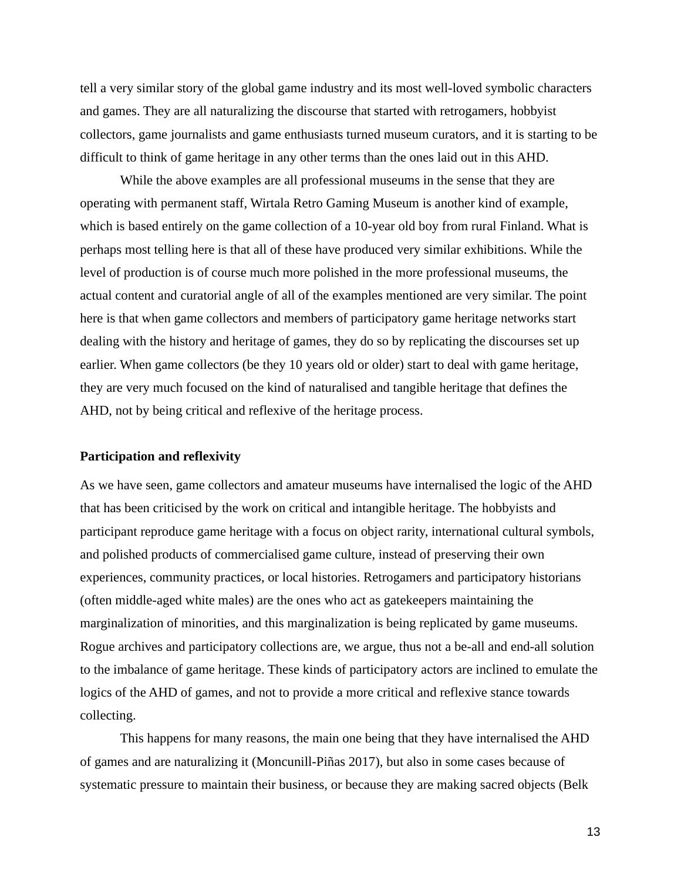tell a very similar story of the global game industry and its most well-loved symbolic characters and games. They are all naturalizing the discourse that started with retrogamers, hobbyist collectors, game journalists and game enthusiasts turned museum curators, and it is starting to be difficult to think of game heritage in any other terms than the ones laid out in this AHD.

While the above examples are all professional museums in the sense that they are operating with permanent staff, Wirtala Retro Gaming Museum is another kind of example, which is based entirely on the game collection of a 10-year old boy from rural Finland. What is perhaps most telling here is that all of these have produced very similar exhibitions. While the level of production is of course much more polished in the more professional museums, the actual content and curatorial angle of all of the examples mentioned are very similar. The point here is that when game collectors and members of participatory game heritage networks start dealing with the history and heritage of games, they do so by replicating the discourses set up earlier. When game collectors (be they 10 years old or older) start to deal with game heritage, they are very much focused on the kind of naturalised and tangible heritage that defines the AHD, not by being critical and reflexive of the heritage process.

**Participation and reflexivity**

As we have seen, game collectors and amateur museums have internalised the logic of the AHD that has been criticised by the work on critical and intangible heritage. The hobbyists and participant reproduce game heritage with a focus on object rarity, international cultural symbols, and polished products of commercialised game culture, instead of preserving their own experiences, community practices, or local histories. Retrogamers and participatory historians (often middle-aged white males) are the ones who act as gatekeepers maintaining the marginalization of minorities, and this marginalization is being replicated by game museums. Rogue archives and participatory collections are, we argue, thus not a be-all and end-all solution to the imbalance of game heritage. These kinds of participatory actors are inclined to emulate the logics of the AHD of games, and not to provide a more critical and reflexive stance towards collecting.

This happens for many reasons, the main one being that they have internalised the AHD of games and are naturalizing it (Moncunill-Piñas 2017), but also in some cases because of systematic pressure to maintain their business, or because they are making sacred objects (Belk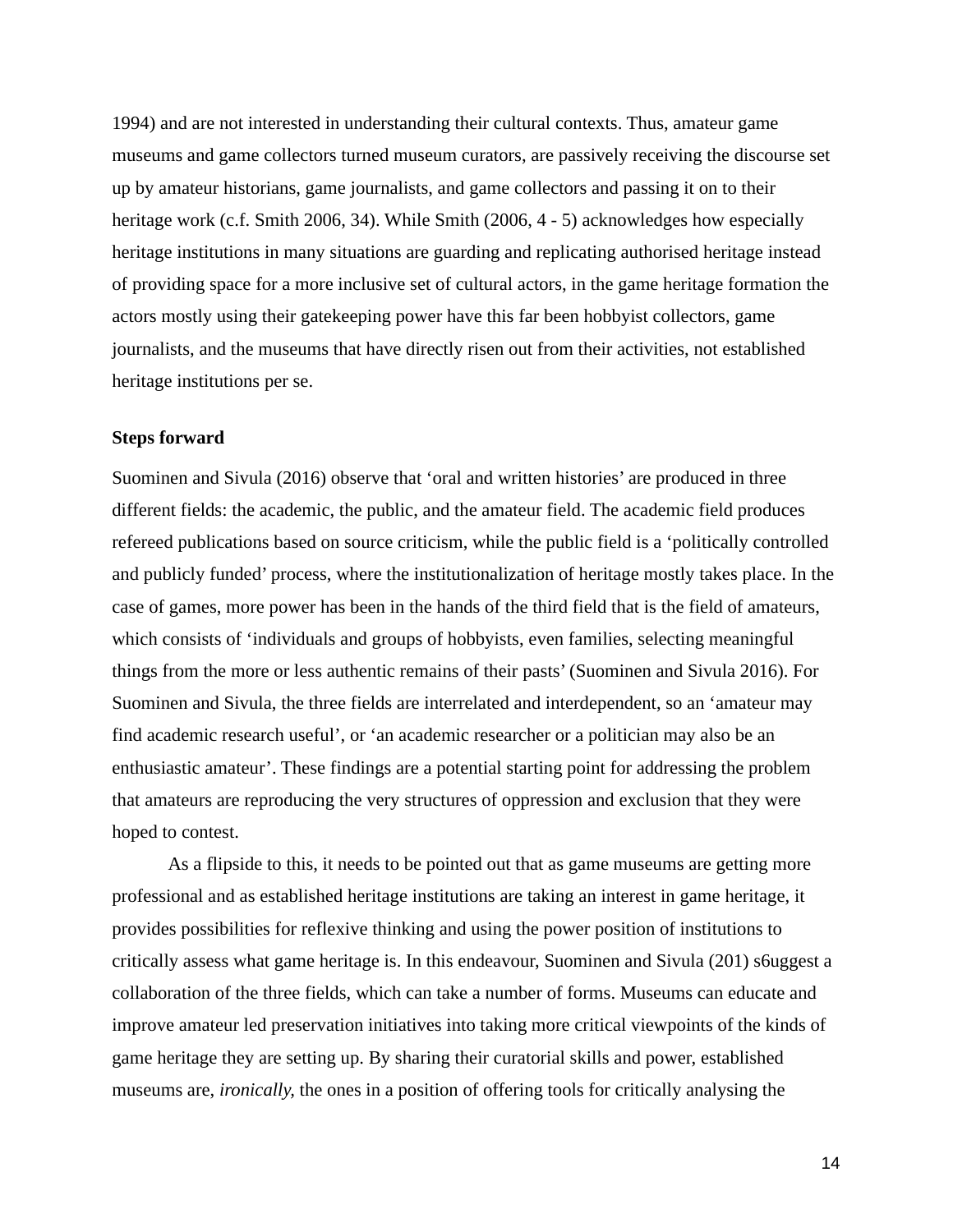1994) and are not interested in understanding their cultural contexts. Thus, amateur game museums and game collectors turned museum curators, are passively receiving the discourse set up by amateur historians, game journalists, and game collectors and passing it on to their heritage work (c.f. Smith 2006, 34). While Smith (2006, 4 - 5) acknowledges how especially heritage institutions in many situations are guarding and replicating authorised heritage instead of providing space for a more inclusive set of cultural actors, in the game heritage formation the actors mostly using their gatekeeping power have this far been hobbyist collectors, game journalists, and the museums that have directly risen out from their activities, not established heritage institutions per se.

**Steps forward**

Suominen and Sivula (2016) observe that 'oral and written histories' are produced in three different fields: the academic, the public, and the amateur field. The academic field produces refereed publications based on source criticism, while the public field is a 'politically controlled and publicly funded' process, where the institutionalization of heritage mostly takes place. In the case of games, more power has been in the hands of the third field that is the field of amateurs, which consists of 'individuals and groups of hobbyists, even families, selecting meaningful things from the more or less authentic remains of their pasts' (Suominen and Sivula 2016). For Suominen and Sivula, the three fields are interrelated and interdependent, so an 'amateur may find academic research useful', or 'an academic researcher or a politician may also be an enthusiastic amateur'. These findings are a potential starting point for addressing the problem that amateurs are reproducing the very structures of oppression and exclusion that they were hoped to contest.

As a flipside to this, it needs to be pointed out that as game museums are getting more professional and as established heritage institutions are taking an interest in game heritage, it provides possibilities for reflexive thinking and using the power position of institutions to critically assess what game heritage is. In this endeavour, Suominen and Sivula (201) s6uggest a collaboration of the three fields, which can take a number of forms. Museums can educate and improve amateur led preservation initiatives into taking more critical viewpoints of the kinds of game heritage they are setting up. By sharing their curatorial skills and power, established museums are, *ironically,* the ones in a position of offering tools for critically analysing the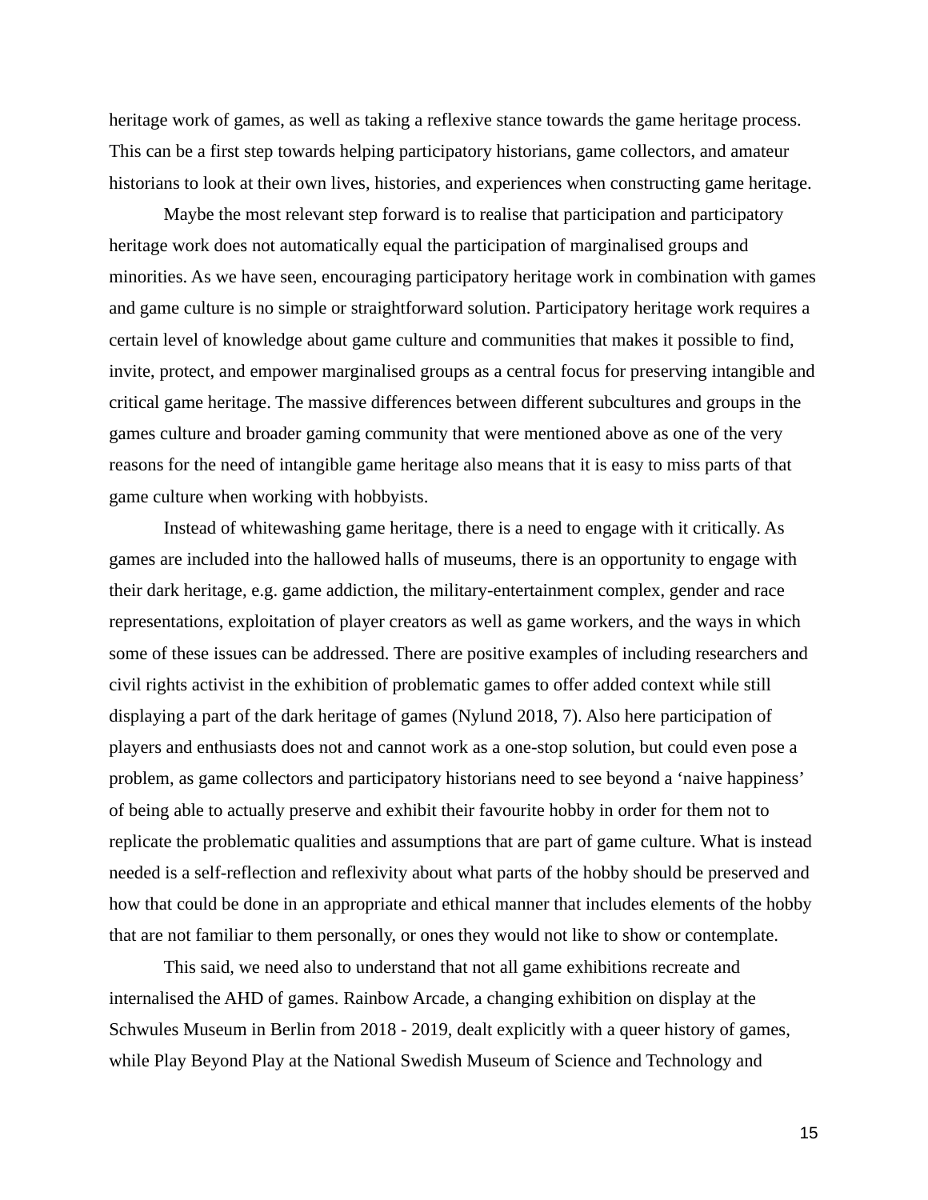heritage work of games, as well as taking a reflexive stance towards the game heritage process. This can be a first step towards helping participatory historians, game collectors, and amateur historians to look at their own lives, histories, and experiences when constructing game heritage.

Maybe the most relevant step forward is to realise that participation and participatory heritage work does not automatically equal the participation of marginalised groups and minorities. As we have seen, encouraging participatory heritage work in combination with games and game culture is no simple or straightforward solution. Participatory heritage work requires a certain level of knowledge about game culture and communities that makes it possible to find, invite, protect, and empower marginalised groups as a central focus for preserving intangible and critical game heritage. The massive differences between different subcultures and groups in the games culture and broader gaming community that were mentioned above as one of the very reasons for the need of intangible game heritage also means that it is easy to miss parts of that game culture when working with hobbyists.

Instead of whitewashing game heritage, there is a need to engage with it critically. As games are included into the hallowed halls of museums, there is an opportunity to engage with their dark heritage, e.g. game addiction, the military-entertainment complex, gender and race representations, exploitation of player creators as well as game workers, and the ways in which some of these issues can be addressed. There are positive examples of including researchers and civil rights activist in the exhibition of problematic games to offer added context while still displaying a part of the dark heritage of games (Nylund 2018, 7). Also here participation of players and enthusiasts does not and cannot work as a one-stop solution, but could even pose a problem, as game collectors and participatory historians need to see beyond a 'naive happiness' of being able to actually preserve and exhibit their favourite hobby in order for them not to replicate the problematic qualities and assumptions that are part of game culture. What is instead needed is a self-reflection and reflexivity about what parts of the hobby should be preserved and how that could be done in an appropriate and ethical manner that includes elements of the hobby that are not familiar to them personally, or ones they would not like to show or contemplate.

This said, we need also to understand that not all game exhibitions recreate and internalised the AHD of games. Rainbow Arcade, a changing exhibition on display at the Schwules Museum in Berlin from 2018 - 2019, dealt explicitly with a queer history of games, while Play Beyond Play at the National Swedish Museum of Science and Technology and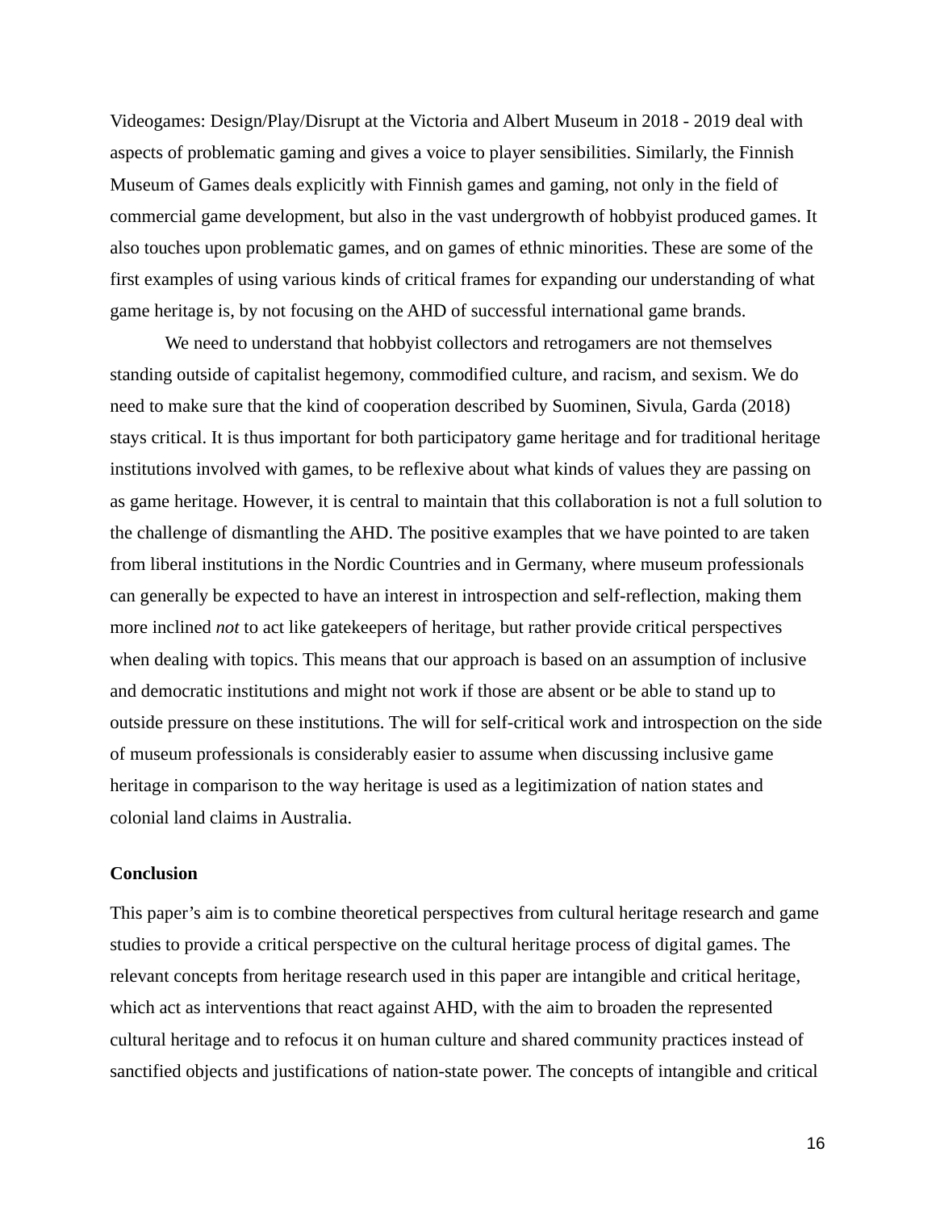Videogames: Design/Play/Disrupt at the Victoria and Albert Museum in 2018 - 2019 deal with aspects of problematic gaming and gives a voice to player sensibilities. Similarly, the Finnish Museum of Games deals explicitly with Finnish games and gaming, not only in the field of commercial game development, but also in the vast undergrowth of hobbyist produced games. It also touches upon problematic games, and on games of ethnic minorities. These are some of the first examples of using various kinds of critical frames for expanding our understanding of what game heritage is, by not focusing on the AHD of successful international game brands.

We need to understand that hobbyist collectors and retrogamers are not themselves standing outside of capitalist hegemony, commodified culture, and racism, and sexism. We do need to make sure that the kind of cooperation described by Suominen, Sivula, Garda (2018) stays critical. It is thus important for both participatory game heritage and for traditional heritage institutions involved with games, to be reflexive about what kinds of values they are passing on as game heritage. However, it is central to maintain that this collaboration is not a full solution to the challenge of dismantling the AHD. The positive examples that we have pointed to are taken from liberal institutions in the Nordic Countries and in Germany, where museum professionals can generally be expected to have an interest in introspection and self-reflection, making them more inclined *not* to act like gatekeepers of heritage, but rather provide critical perspectives when dealing with topics. This means that our approach is based on an assumption of inclusive and democratic institutions and might not work if those are absent or be able to stand up to outside pressure on these institutions. The will for self-critical work and introspection on the side of museum professionals is considerably easier to assume when discussing inclusive game heritage in comparison to the way heritage is used as a legitimization of nation states and colonial land claims in Australia.

## Conclusion

This paper's aim is to combine theoretical perspectives from cultural heritage research and game studies to provide a critical perspective on the cultural heritage process of digital games. The relevant concepts from heritage research used in this paper are intangible and critical heritage, which act as interventions that react against AHD, with the aim to broaden the represented cultural heritage and to refocus it on human culture and shared community practices instead of sanctified objects and justifications of nation-state power. The concepts of intangible and critical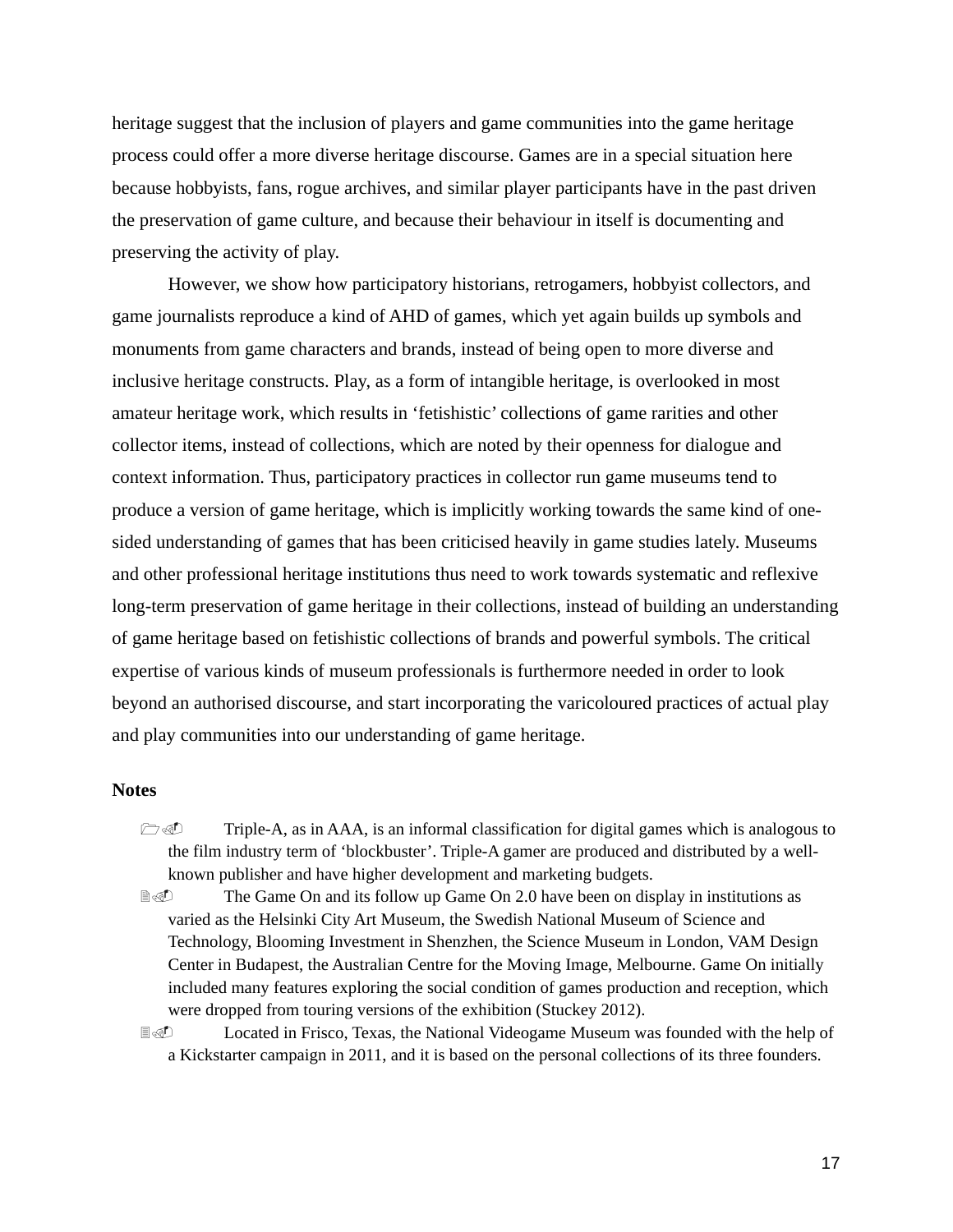heritage suggest that the inclusion of players and game communities into the game heritage process could offer a more diverse heritage discourse. Games are in a special situation here because hobbyists, fans, rogue archives, and similar player participants have in the past driven the preservation of game culture, and because their behaviour in itself is documenting and preserving the activity of play.

However, we show how participatory historians, retrogamers, hobbyist collectors, and game journalists reproduce a kind of AHD of games, which yet again builds up symbols and monuments from game characters and brands, instead of being open to more diverse and inclusive heritage constructs. Play, as a form of intangible heritage, is overlooked in most amateur heritage work, which results in 'fetishistic' collections of game rarities and other collector items, instead of collections, which are noted by their openness for dialogue and context information. Thus, participatory practices in collector run game museums tend to produce a version of game heritage, which is implicitly working towards the same kind of one-sided understanding of games that has been criticised heavily in game studies lately. Museums and other professional heritage institutions thus need to work towards systematic and reflexive long-term preservation of game heritage in their collections, instead of building an understanding of game heritage based on fetishistic collections of brands and powerful symbols. The critical expertise of various kinds of museum professionals is furthermore needed in order to look beyond an authorised discourse, and start incorporating the varicoloured practices of actual play and play communities into our understanding of game heritage.

**Notes**

1. Triple-A, as in AAA, is an informal classification for digital games which is analogous to the film industry term of 'blockbuster'. Triple-A gamer are produced and distributed by a well-known publisher and have higher development and marketing budgets.
2. The Game On and its follow up Game On 2.0 have been on display in institutions as varied as the Helsinki City Art Museum, the Swedish National Museum of Science and Technology, Blooming Investment in Shenzhen, the Science Museum in London, VAM Design Center in Budapest, the Australian Centre for the Moving Image, Melbourne. Game On initially included many features exploring the social condition of games production and reception, which were dropped from touring versions of the exhibition (Stuckey 2012).
3. Located in Frisco, Texas, the National Videogame Museum was founded with the help of a Kickstarter campaign in 2011, and it is based on the personal collections of its three founders.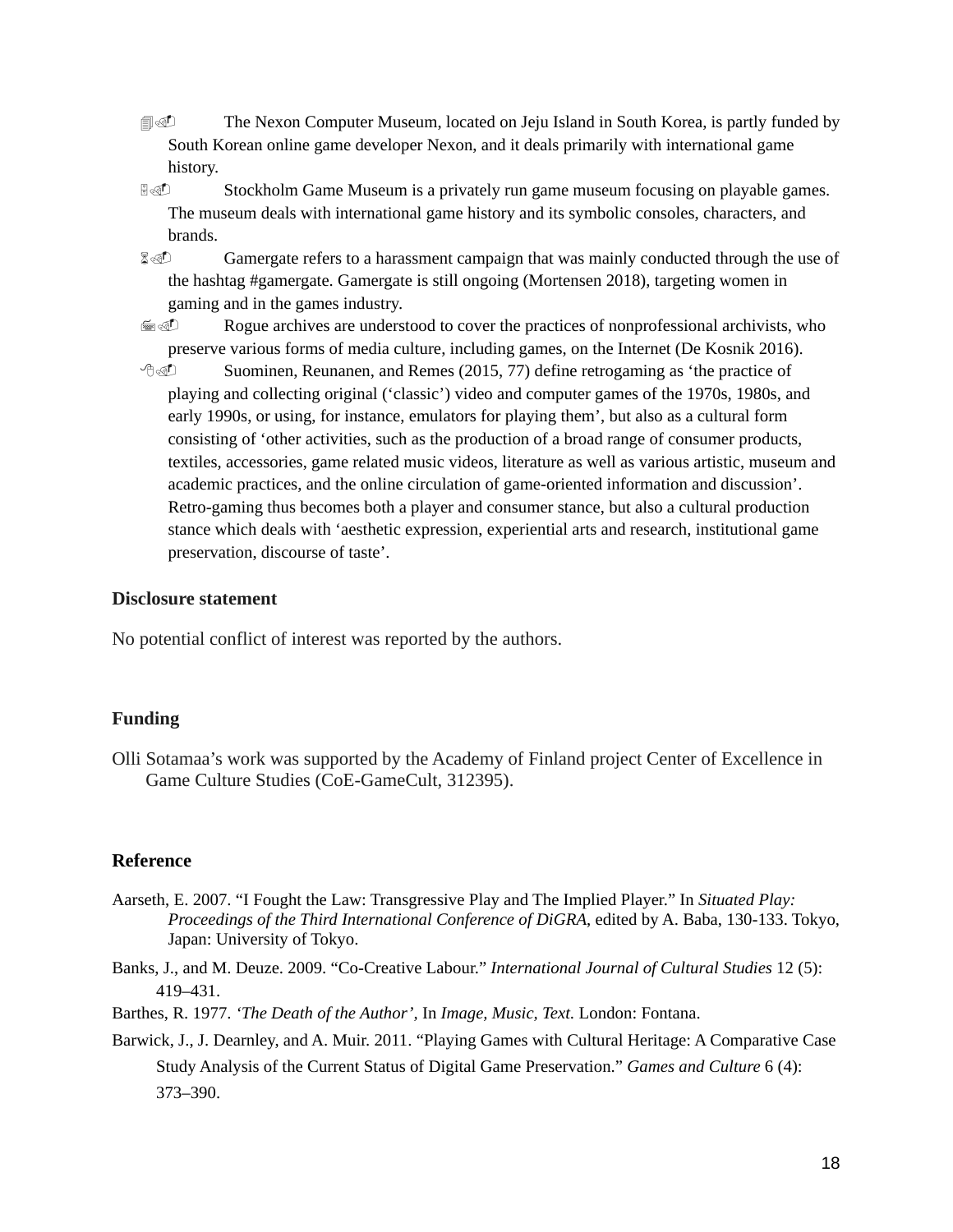The Nexon Computer Museum, located on Jeju Island in South Korea, is partly funded by South Korean online game developer Nexon, and it deals primarily with international game history.

Stockholm Game Museum is a privately run game museum focusing on playable games. The museum deals with international game history and its symbolic consoles, characters, and brands.

Gamergate refers to a harassment campaign that was mainly conducted through the use of the hashtag #gamergate. Gamergate is still ongoing (Mortensen 2018), targeting women in gaming and in the games industry.

Rogue archives are understood to cover the practices of nonprofessional archivists, who preserve various forms of media culture, including games, on the Internet (De Kosnik 2016).

Suominen, Reunanen, and Remes (2015, 77) define retrogaming as ‘the practice of playing and collecting original (‘classic’) video and computer games of the 1970s, 1980s, and early 1990s, or using, for instance, emulators for playing them’, but also as a cultural form consisting of ‘other activities, such as the production of a broad range of consumer products, textiles, accessories, game related music videos, literature as well as various artistic, museum and academic practices, and the online circulation of game-oriented information and discussion’. Retro-gaming thus becomes both a player and consumer stance, but also a cultural production stance which deals with ‘aesthetic expression, experiential arts and research, institutional game preservation, discourse of taste’.

## Disclosure statement

No potential conflict of interest was reported by the authors.

## Funding

Olli Sotamaa’s work was supported by the Academy of Finland project Center of Excellence in Game Culture Studies (CoE-GameCult, 312395).

## Reference

Aarseth, E. 2007. “I Fought the Law: Transgressive Play and The Implied Player.” In *Situated Play: Proceedings of the Third International Conference of DiGRA*, edited by A. Baba, 130-133. Tokyo, Japan: University of Tokyo.

Banks, J., and M. Deuze. 2009. “Co-Creative Labour.” *International Journal of Cultural Studies* 12 (5): 419–431.

Barthes, R. 1977. *‘The Death of the Author’*, In *Image, Music, Text*. London: Fontana.

Barwick, J., J. Dearnley, and A. Muir. 2011. “Playing Games with Cultural Heritage: A Comparative Case Study Analysis of the Current Status of Digital Game Preservation.” *Games and Culture* 6 (4): 373–390.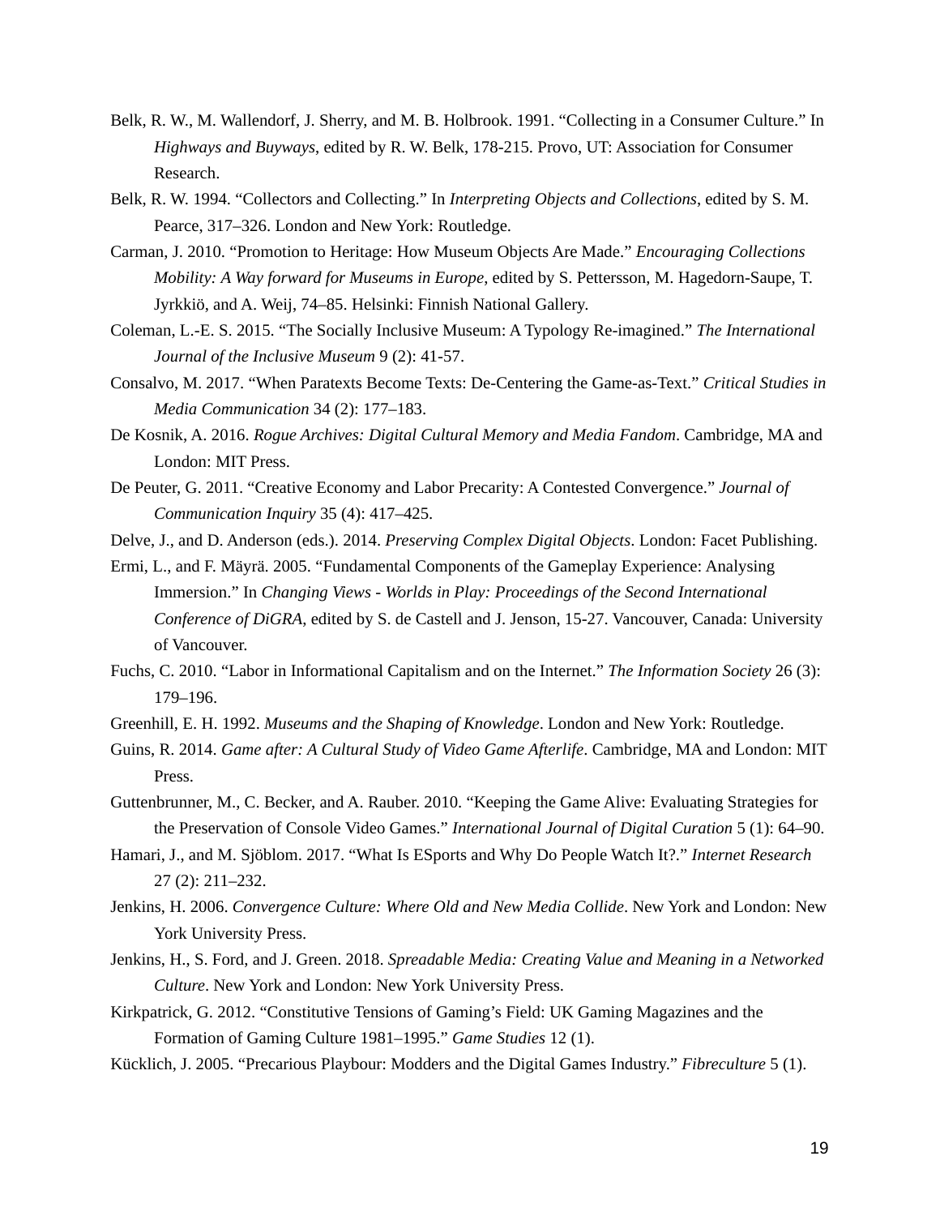Belk, R. W., M. Wallendorf, J. Sherry, and M. B. Holbrook. 1991. “Collecting in a Consumer Culture.” In *Highways and Buyways*, edited by R. W. Belk, 178-215. Provo, UT: Association for Consumer Research.

Belk, R. W. 1994. “Collectors and Collecting.” In *Interpreting Objects and Collections*, edited by S. M. Pearce, 317–326. London and New York: Routledge.

Carman, J. 2010. “Promotion to Heritage: How Museum Objects Are Made.” *Encouraging Collections Mobility: A Way forward for Museums in Europe*, edited by S. Pettersson, M. Hagedorn-Saupe, T. Jyrkkiö, and A. Weij, 74–85. Helsinki: Finnish National Gallery.

Coleman, L.-E. S. 2015. “The Socially Inclusive Museum: A Typology Re-imagined.” *The International Journal of the Inclusive Museum* 9 (2): 41-57.

Consalvo, M. 2017. “When Paratexts Become Texts: De-Centering the Game-as-Text.” *Critical Studies in Media Communication* 34 (2): 177–183.

De Kosnik, A. 2016. *Rogue Archives: Digital Cultural Memory and Media Fandom*. Cambridge, MA and London: MIT Press.

De Peuter, G. 2011. “Creative Economy and Labor Precarity: A Contested Convergence.” *Journal of Communication Inquiry* 35 (4): 417–425.

Delve, J., and D. Anderson (eds.). 2014. *Preserving Complex Digital Objects*. London: Facet Publishing.

Ermi, L., and F. Mäyrä. 2005. “Fundamental Components of the Gameplay Experience: Analysing Immersion.” In *Changing Views - Worlds in Play: Proceedings of the Second International Conference of DiGRA*, edited by S. de Castell and J. Jenson, 15-27. Vancouver, Canada: University of Vancouver.

Fuchs, C. 2010. “Labor in Informational Capitalism and on the Internet.” *The Information Society* 26 (3): 179–196.

Greenhill, E. H. 1992. *Museums and the Shaping of Knowledge*. London and New York: Routledge.

Guins, R. 2014. *Game after: A Cultural Study of Video Game Afterlife*. Cambridge, MA and London: MIT Press.

Guttenbrunner, M., C. Becker, and A. Rauber. 2010. “Keeping the Game Alive: Evaluating Strategies for the Preservation of Console Video Games.” *International Journal of Digital Curation* 5 (1): 64–90.

Hamari, J., and M. Sjöblom. 2017. “What Is ESports and Why Do People Watch It?.” *Internet Research* 27 (2): 211–232.

Jenkins, H. 2006. *Convergence Culture: Where Old and New Media Collide*. New York and London: New York University Press.

Jenkins, H., S. Ford, and J. Green. 2018. *Spreadable Media: Creating Value and Meaning in a Networked Culture*. New York and London: New York University Press.

Kirkpatrick, G. 2012. “Constitutive Tensions of Gaming’s Field: UK Gaming Magazines and the Formation of Gaming Culture 1981–1995.” *Game Studies* 12 (1).

Kücklich, J. 2005. “Precarious Playbour: Modders and the Digital Games Industry.” *Fibreculture* 5 (1).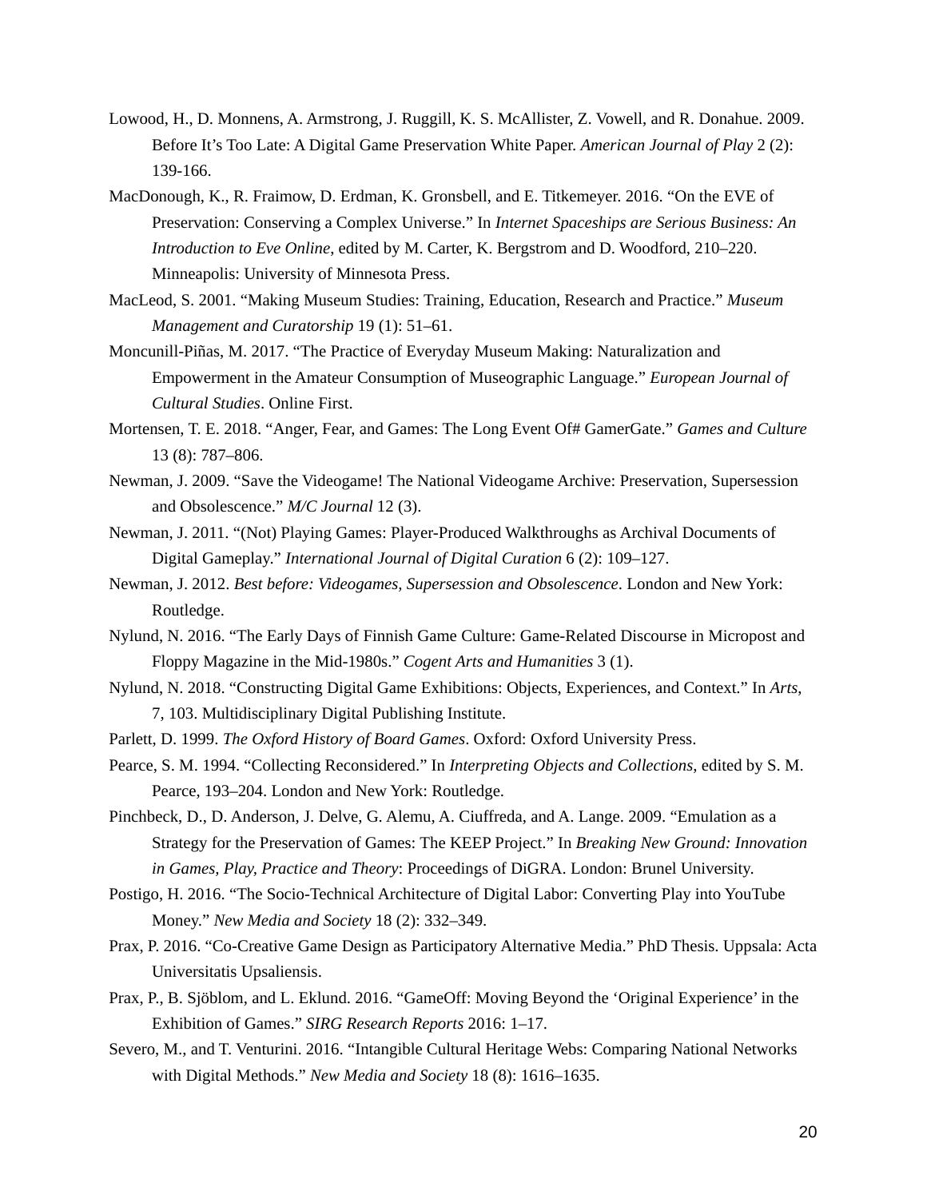Lowood, H., D. Monnens, A. Armstrong, J. Ruggill, K. S. McAllister, Z. Vowell, and R. Donahue. 2009. Before It's Too Late: A Digital Game Preservation White Paper. *American Journal of Play* 2 (2): 139-166.

MacDonough, K., R. Fraimow, D. Erdman, K. Gronsbell, and E. Titkemeyer. 2016. "On the EVE of Preservation: Conserving a Complex Universe." In *Internet Spaceships are Serious Business: An Introduction to Eve Online*, edited by M. Carter, K. Bergstrom and D. Woodford, 210–220. Minneapolis: University of Minnesota Press.

MacLeod, S. 2001. "Making Museum Studies: Training, Education, Research and Practice." *Museum Management and Curatorship* 19 (1): 51–61.

Moncunill-Piñas, M. 2017. "The Practice of Everyday Museum Making: Naturalization and Empowerment in the Amateur Consumption of Museographic Language." *European Journal of Cultural Studies*. Online First.

Mortensen, T. E. 2018. "Anger, Fear, and Games: The Long Event Of# GamerGate." *Games and Culture* 13 (8): 787–806.

Newman, J. 2009. "Save the Videogame! The National Videogame Archive: Preservation, Supersession and Obsolescence." *M/C Journal* 12 (3).

Newman, J. 2011. "(Not) Playing Games: Player-Produced Walkthroughs as Archival Documents of Digital Gameplay." *International Journal of Digital Curation* 6 (2): 109–127.

Newman, J. 2012. *Best before: Videogames, Supersession and Obsolescence*. London and New York: Routledge.

Nylund, N. 2016. "The Early Days of Finnish Game Culture: Game-Related Discourse in Micropost and Floppy Magazine in the Mid-1980s." *Cogent Arts and Humanities* 3 (1).

Nylund, N. 2018. "Constructing Digital Game Exhibitions: Objects, Experiences, and Context." In *Arts*, 7, 103. Multidisciplinary Digital Publishing Institute.

Parlett, D. 1999. *The Oxford History of Board Games*. Oxford: Oxford University Press.

Pearce, S. M. 1994. "Collecting Reconsidered." In *Interpreting Objects and Collections*, edited by S. M. Pearce, 193–204. London and New York: Routledge.

Pinchbeck, D., D. Anderson, J. Delve, G. Alemu, A. Ciuffreda, and A. Lange. 2009. "Emulation as a Strategy for the Preservation of Games: The KEEP Project." In *Breaking New Ground: Innovation in Games, Play, Practice and Theory*: Proceedings of DiGRA. London: Brunel University.

Postigo, H. 2016. "The Socio-Technical Architecture of Digital Labor: Converting Play into YouTube Money." *New Media and Society* 18 (2): 332–349.

Prax, P. 2016. "Co-Creative Game Design as Participatory Alternative Media." PhD Thesis. Uppsala: Acta Universitatis Upsaliensis.

Prax, P., B. Sjöblom, and L. Eklund. 2016. "GameOff: Moving Beyond the 'Original Experience' in the Exhibition of Games." *SIRG Research Reports* 2016: 1–17.

Severo, M., and T. Venturini. 2016. "Intangible Cultural Heritage Webs: Comparing National Networks with Digital Methods." *New Media and Society* 18 (8): 1616–1635.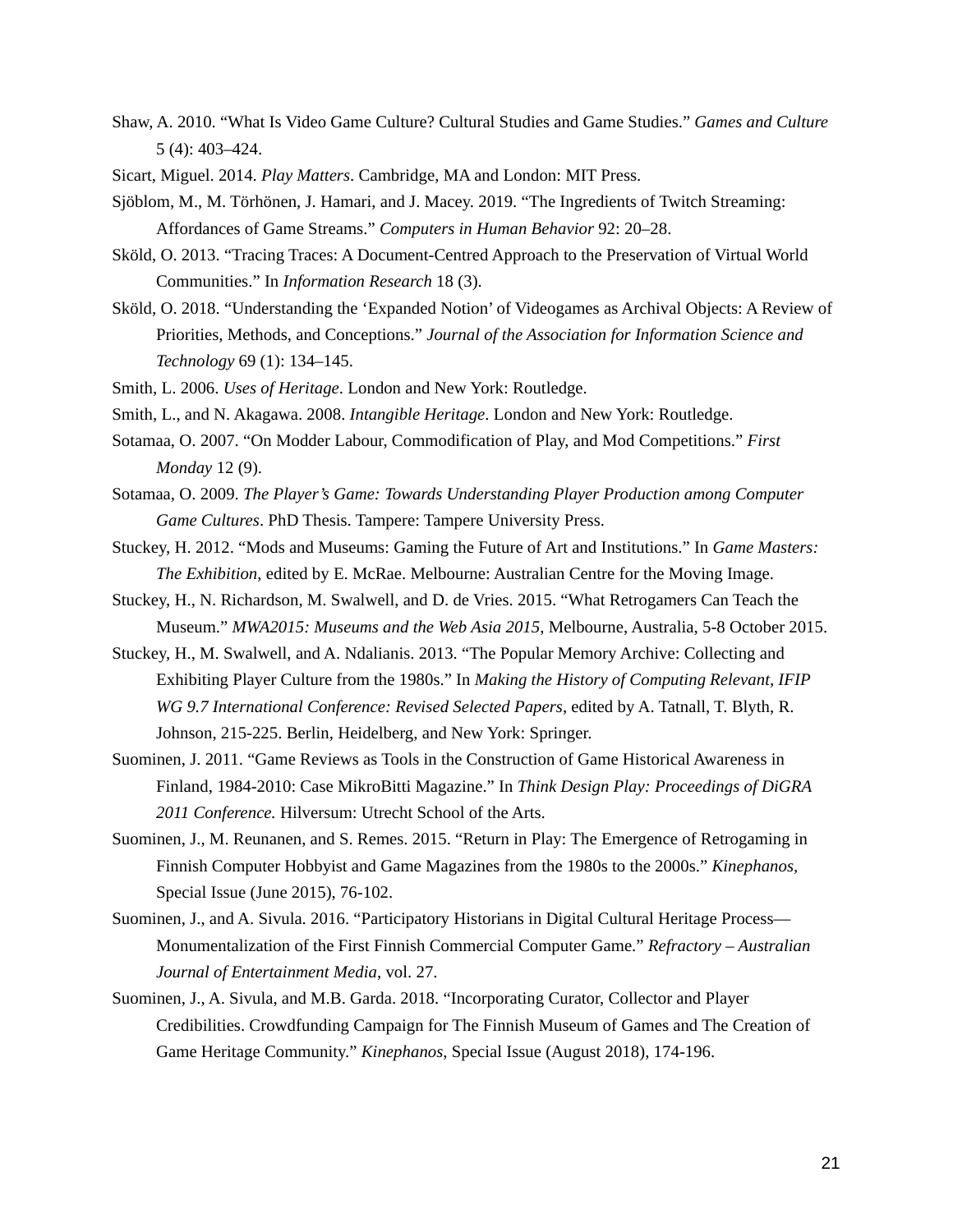Shaw, A. 2010. “What Is Video Game Culture? Cultural Studies and Game Studies.” *Games and Culture* 5 (4): 403–424.

Sicart, Miguel. 2014. *Play Matters*. Cambridge, MA and London: MIT Press.

Sjöblom, M., M. Törhönen, J. Hamari, and J. Macey. 2019. “The Ingredients of Twitch Streaming: Affordances of Game Streams.” *Computers in Human Behavior* 92: 20–28.

Sköld, O. 2013. “Tracing Traces: A Document-Centred Approach to the Preservation of Virtual World Communities.” In *Information Research* 18 (3).

Sköld, O. 2018. “Understanding the ‘Expanded Notion’ of Videogames as Archival Objects: A Review of Priorities, Methods, and Conceptions.” *Journal of the Association for Information Science and Technology* 69 (1): 134–145.

Smith, L. 2006. *Uses of Heritage*. London and New York: Routledge.

Smith, L., and N. Akagawa. 2008. *Intangible Heritage*. London and New York: Routledge.

Sotamaa, O. 2007. “On Modder Labour, Commodification of Play, and Mod Competitions.” *First Monday* 12 (9).

Sotamaa, O. 2009. *The Player’s Game: Towards Understanding Player Production among Computer Game Cultures*. PhD Thesis. Tampere: Tampere University Press.

Stuckey, H. 2012. “Mods and Museums: Gaming the Future of Art and Institutions.” In *Game Masters: The Exhibition*, edited by E. McRae. Melbourne: Australian Centre for the Moving Image.

Stuckey, H., N. Richardson, M. Swalwell, and D. de Vries. 2015. “What Retrogamers Can Teach the Museum.” *MWA2015: Museums and the Web Asia 2015*, Melbourne, Australia, 5-8 October 2015.

Stuckey, H., M. Swalwell, and A. Ndalianis. 2013. “The Popular Memory Archive: Collecting and Exhibiting Player Culture from the 1980s.” In *Making the History of Computing Relevant, IFIP WG 9.7 International Conference: Revised Selected Papers*, edited by A. Tatnall, T. Blyth, R. Johnson, 215-225. Berlin, Heidelberg, and New York: Springer.

Suominen, J. 2011. “Game Reviews as Tools in the Construction of Game Historical Awareness in Finland, 1984-2010: Case MikroBitti Magazine.” In *Think Design Play: Proceedings of DiGRA 2011 Conference.* Hilversum: Utrecht School of the Arts.

Suominen, J., M. Reunanen, and S. Remes. 2015. “Return in Play: The Emergence of Retrogaming in Finnish Computer Hobbyist and Game Magazines from the 1980s to the 2000s.” *Kinephanos*, Special Issue (June 2015), 76-102.

Suominen, J., and A. Sivula. 2016. “Participatory Historians in Digital Cultural Heritage Process—Monumentalization of the First Finnish Commercial Computer Game.” *Refractory – Australian Journal of Entertainment Media*, vol. 27.

Suominen, J., A. Sivula, and M.B. Garda. 2018. “Incorporating Curator, Collector and Player Credibilities. Crowdfunding Campaign for The Finnish Museum of Games and The Creation of Game Heritage Community.” *Kinephanos*, Special Issue (August 2018), 174-196.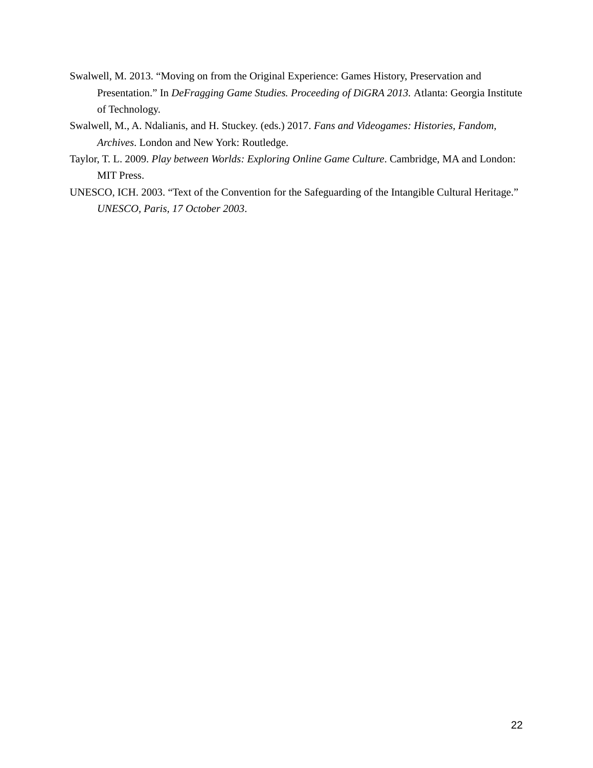Swalwell, M. 2013. “Moving on from the Original Experience: Games History, Preservation and Presentation.” In *DeFragging Game Studies. Proceeding of DiGRA 2013.* Atlanta: Georgia Institute of Technology.

Swalwell, M., A. Ndalianis, and H. Stuckey. (eds.) 2017. *Fans and Videogames: Histories, Fandom, Archives*. London and New York: Routledge.

Taylor, T. L. 2009. *Play between Worlds: Exploring Online Game Culture*. Cambridge, MA and London: MIT Press.

UNESCO, ICH. 2003. “Text of the Convention for the Safeguarding of the Intangible Cultural Heritage.” *UNESCO, Paris, 17 October 2003*.